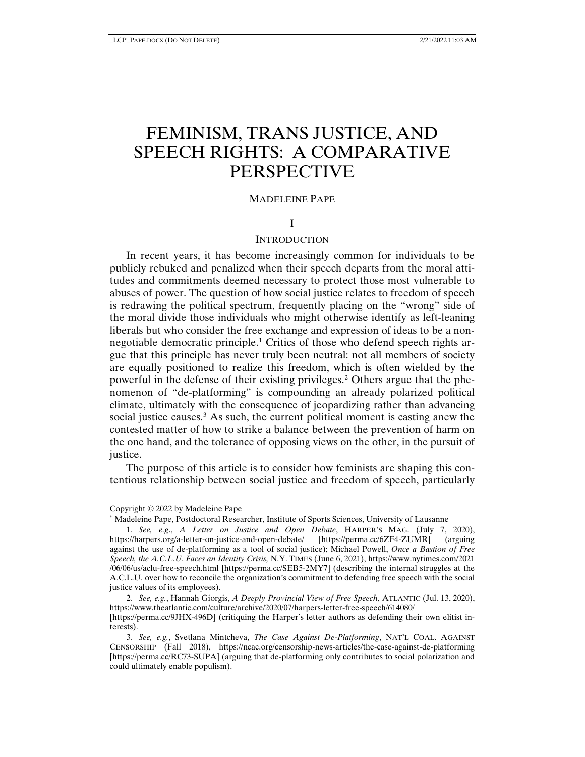# FEMINISM, TRANS JUSTICE, AND SPEECH RIGHTS: A COMPARATIVE PERSPECTIVE

MADELEINE PAPE

## I

## INTRODUCTION

In recent years, it has become increasingly common for individuals to be publicly rebuked and penalized when their speech departs from the moral attitudes and commitments deemed necessary to protect those most vulnerable to abuses of power. The question of how social justice relates to freedom of speech is redrawing the political spectrum, frequently placing on the "wrong" side of the moral divide those individuals who might otherwise identify as left-leaning liberals but who consider the free exchange and expression of ideas to be a non-negotiable democratic principle.[1] Critics of those who defend speech rights argue that this principle has never truly been neutral: not all members of society are equally positioned to realize this freedom, which is often wielded by the powerful in the defense of their existing privileges.[2] Others argue that the phenomenon of "de-platforming" is compounding an already polarized political climate, ultimately with the consequence of jeopardizing rather than advancing social justice causes.[3] As such, the current political moment is casting anew the contested matter of how to strike a balance between the prevention of harm on the one hand, and the tolerance of opposing views on the other, in the pursuit of justice.

The purpose of this article is to consider how feminists are shaping this contentious relationship between social justice and freedom of speech, particularly

---

Copyright © 2022 by Madeleine Pape

\* Madeleine Pape, Postdoctoral Researcher, Institute of Sports Sciences, University of Lausanne

1. *See, e.g.*, *A Letter on Justice and Open Debate*, HARPER'S MAG. (July 7, 2020), https://harpers.org/a-letter-on-justice-and-open-debate/ [https://perma.cc/6ZF4-ZUMR] (arguing against the use of de-platforming as a tool of social justice); Michael Powell, *Once a Bastion of Free Speech, the A.C.L.U. Faces an Identity Crisis,* N.Y. TIMES (June 6, 2021), https://www.nytimes.com/2021/06/06/us/aclu-free-speech.html [https://perma.cc/SEB5-2MY7] (describing the internal struggles at the A.C.L.U. over how to reconcile the organization's commitment to defending free speech with the social justice values of its employees).

2. *See, e.g.*, Hannah Giorgis, *A Deeply Provincial View of Free Speech*, ATLANTIC (Jul. 13, 2020), https://www.theatlantic.com/culture/archive/2020/07/harpers-letter-free-speech/614080/ [https://perma.cc/9JHX-496D] (critiquing the Harper's letter authors as defending their own elitist interests).

3. *See, e.g.*, Svetlana Mintcheva, *The Case Against De-Platforming*, NAT'L COAL. AGAINST CENSORSHIP (Fall 2018), https://ncac.org/censorship-news-articles/the-case-against-de-platforming [https://perma.cc/RC73-SUPA] (arguing that de-platforming only contributes to social polarization and could ultimately enable populism).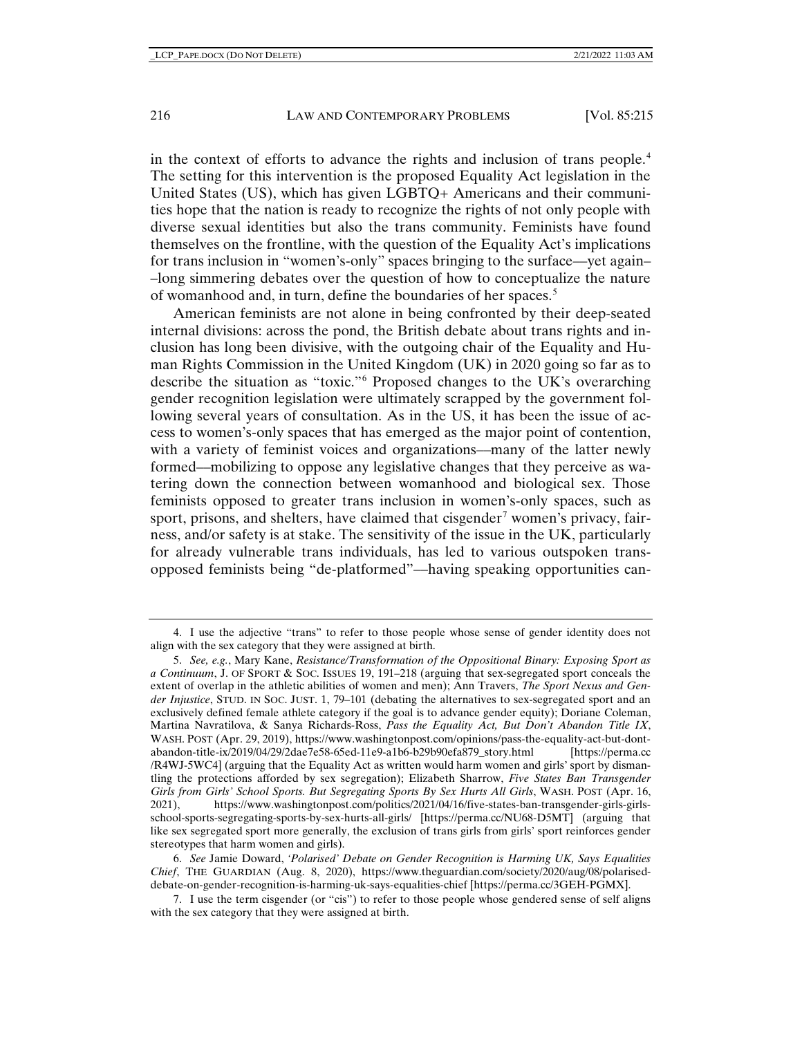in the context of efforts to advance the rights and inclusion of trans people.[4] The setting for this intervention is the proposed Equality Act legislation in the United States (US), which has given LGBTQ+ Americans and their communities hope that the nation is ready to recognize the rights of not only people with diverse sexual identities but also the trans community. Feminists have found themselves on the frontline, with the question of the Equality Act's implications for trans inclusion in "women's-only" spaces bringing to the surface—yet again––long simmering debates over the question of how to conceptualize the nature of womanhood and, in turn, define the boundaries of her spaces.[5]

American feminists are not alone in being confronted by their deep-seated internal divisions: across the pond, the British debate about trans rights and inclusion has long been divisive, with the outgoing chair of the Equality and Human Rights Commission in the United Kingdom (UK) in 2020 going so far as to describe the situation as "toxic."[6] Proposed changes to the UK's overarching gender recognition legislation were ultimately scrapped by the government following several years of consultation. As in the US, it has been the issue of access to women's-only spaces that has emerged as the major point of contention, with a variety of feminist voices and organizations—many of the latter newly formed—mobilizing to oppose any legislative changes that they perceive as watering down the connection between womanhood and biological sex. Those feminists opposed to greater trans inclusion in women's-only spaces, such as sport, prisons, and shelters, have claimed that cisgender[7] women's privacy, fairness, and/or safety is at stake. The sensitivity of the issue in the UK, particularly for already vulnerable trans individuals, has led to various outspoken trans-opposed feminists being "de-platformed"—having speaking opportunities can-

---

4. I use the adjective "trans" to refer to those people whose sense of gender identity does not align with the sex category that they were assigned at birth.

5. *See, e.g.*, Mary Kane, *Resistance/Transformation of the Oppositional Binary: Exposing Sport as a Continuum*, J. OF SPORT & SOC. ISSUES 19, 191–218 (arguing that sex-segregated sport conceals the extent of overlap in the athletic abilities of women and men); Ann Travers, *The Sport Nexus and Gender Injustice*, STUD. IN SOC. JUST. 1, 79–101 (debating the alternatives to sex-segregated sport and an exclusively defined female athlete category if the goal is to advance gender equity); Doriane Coleman, Martina Navratilova, & Sanya Richards-Ross, *Pass the Equality Act, But Don't Abandon Title IX*, WASH. POST (Apr. 29, 2019), https://www.washingtonpost.com/opinions/pass-the-equality-act-but-dont-abandon-title-ix/2019/04/29/2dae7e58-65ed-11e9-a1b6-b29b90efa879_story.html [https://perma.cc/R4WJ-5WC4] (arguing that the Equality Act as written would harm women and girls' sport by dismantling the protections afforded by sex segregation); Elizabeth Sharrow, *Five States Ban Transgender Girls from Girls' School Sports. But Segregating Sports By Sex Hurts All Girls*, WASH. POST (Apr. 16, 2021), https://www.washingtonpost.com/politics/2021/04/16/five-states-ban-transgender-girls-girls-school-sports-segregating-sports-by-sex-hurts-all-girls/ [https://perma.cc/NU68-D5MT] (arguing that like sex segregated sport more generally, the exclusion of trans girls from girls' sport reinforces gender stereotypes that harm women and girls).

6. *See* Jamie Doward, *'Polarised' Debate on Gender Recognition is Harming UK, Says Equalities Chief*, THE GUARDIAN (Aug. 8, 2020), https://www.theguardian.com/society/2020/aug/08/polarised-debate-on-gender-recognition-is-harming-uk-says-equalities-chief [https://perma.cc/3GEH-PGMX].

7. I use the term cisgender (or "cis") to refer to those people whose gendered sense of self aligns with the sex category that they were assigned at birth.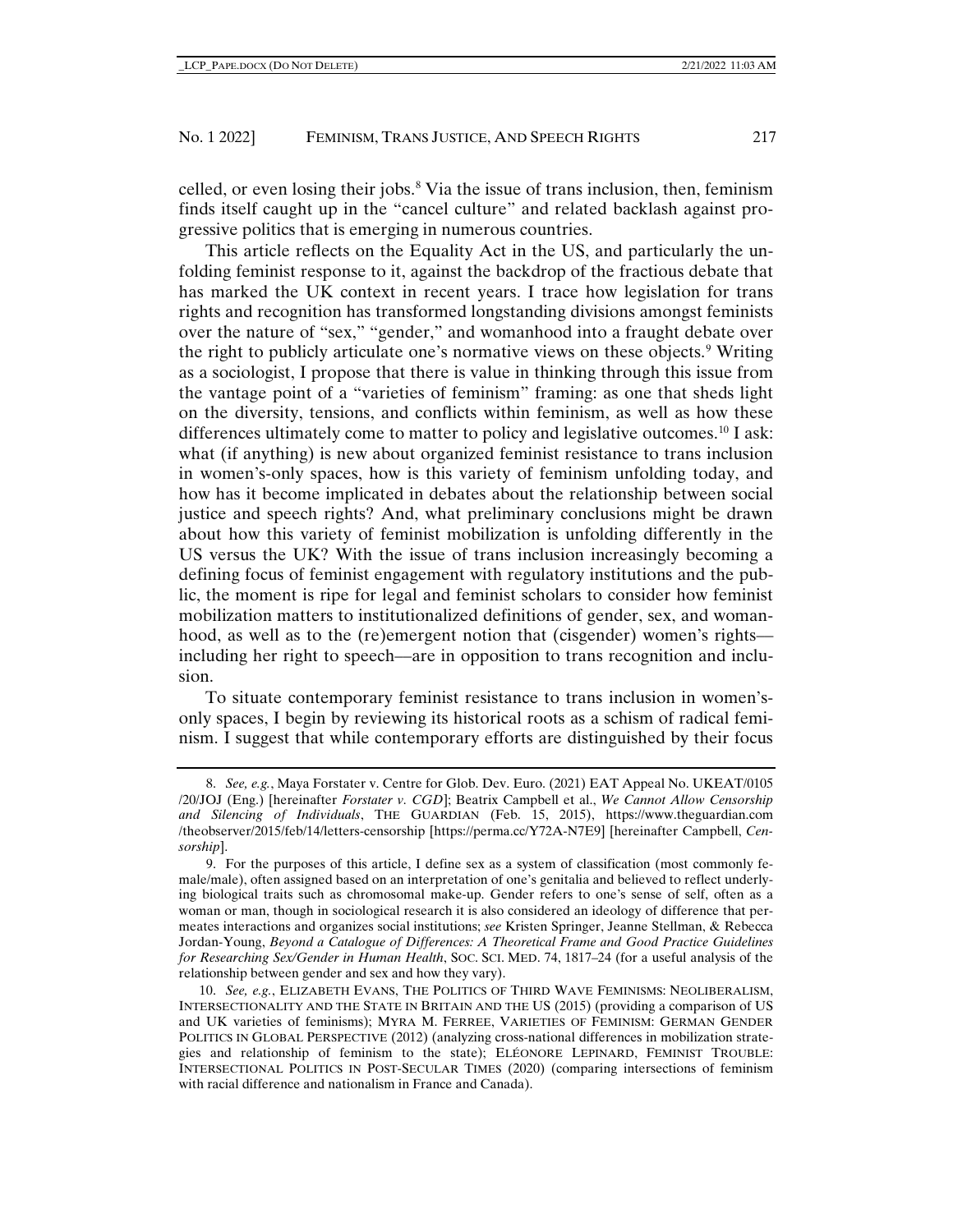celled, or even losing their jobs.[8] Via the issue of trans inclusion, then, feminism finds itself caught up in the "cancel culture" and related backlash against progressive politics that is emerging in numerous countries.

This article reflects on the Equality Act in the US, and particularly the unfolding feminist response to it, against the backdrop of the fractious debate that has marked the UK context in recent years. I trace how legislation for trans rights and recognition has transformed longstanding divisions amongst feminists over the nature of "sex," "gender," and womanhood into a fraught debate over the right to publicly articulate one's normative views on these objects.[9] Writing as a sociologist, I propose that there is value in thinking through this issue from the vantage point of a "varieties of feminism" framing: as one that sheds light on the diversity, tensions, and conflicts within feminism, as well as how these differences ultimately come to matter to policy and legislative outcomes.[10] I ask: what (if anything) is new about organized feminist resistance to trans inclusion in women's-only spaces, how is this variety of feminism unfolding today, and how has it become implicated in debates about the relationship between social justice and speech rights? And, what preliminary conclusions might be drawn about how this variety of feminist mobilization is unfolding differently in the US versus the UK? With the issue of trans inclusion increasingly becoming a defining focus of feminist engagement with regulatory institutions and the public, the moment is ripe for legal and feminist scholars to consider how feminist mobilization matters to institutionalized definitions of gender, sex, and womanhood, as well as to the (re)emergent notion that (cisgender) women's rights—including her right to speech—are in opposition to trans recognition and inclusion.

To situate contemporary feminist resistance to trans inclusion in women's-only spaces, I begin by reviewing its historical roots as a schism of radical feminism. I suggest that while contemporary efforts are distinguished by their focus

8. *See, e.g.*, Maya Forstater v. Centre for Glob. Dev. Euro. (2021) EAT Appeal No. UKEAT/0105/20/JOJ (Eng.) [hereinafter *Forstater v. CGD*]; Beatrix Campbell et al., *We Cannot Allow Censorship and Silencing of Individuals*, THE GUARDIAN (Feb. 15, 2015), https://www.theguardian.com/theobserver/2015/feb/14/letters-censorship [https://perma.cc/Y72A-N7E9] [hereinafter Campbell, *Censorship*].

9. For the purposes of this article, I define sex as a system of classification (most commonly female/male), often assigned based on an interpretation of one's genitalia and believed to reflect underlying biological traits such as chromosomal make-up. Gender refers to one's sense of self, often as a woman or man, though in sociological research it is also considered an ideology of difference that permeates interactions and organizes social institutions; *see* Kristen Springer, Jeanne Stellman, & Rebecca Jordan-Young, *Beyond a Catalogue of Differences: A Theoretical Frame and Good Practice Guidelines for Researching Sex/Gender in Human Health*, SOC. SCI. MED. 74, 1817–24 (for a useful analysis of the relationship between gender and sex and how they vary).

10. *See, e.g.*, ELIZABETH EVANS, THE POLITICS OF THIRD WAVE FEMINISMS: NEOLIBERALISM, INTERSECTIONALITY AND THE STATE IN BRITAIN AND THE US (2015) (providing a comparison of US and UK varieties of feminisms); MYRA M. FERREE, VARIETIES OF FEMINISM: GERMAN GENDER POLITICS IN GLOBAL PERSPECTIVE (2012) (analyzing cross-national differences in mobilization strategies and relationship of feminism to the state); ELÉONORE LEPINARD, FEMINIST TROUBLE: INTERSECTIONAL POLITICS IN POST-SECULAR TIMES (2020) (comparing intersections of feminism with racial difference and nationalism in France and Canada).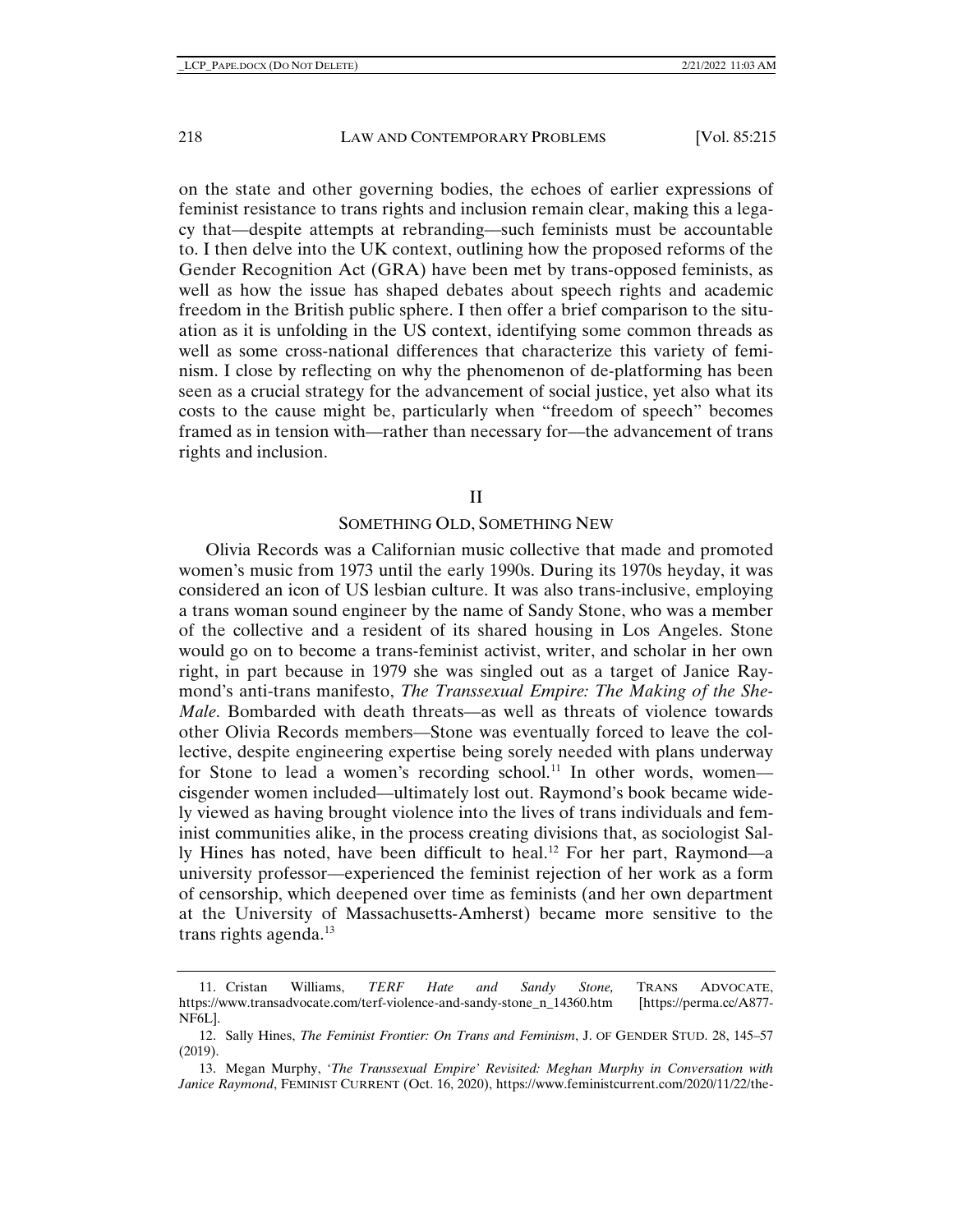on the state and other governing bodies, the echoes of earlier expressions of feminist resistance to trans rights and inclusion remain clear, making this a legacy that—despite attempts at rebranding—such feminists must be accountable to. I then delve into the UK context, outlining how the proposed reforms of the Gender Recognition Act (GRA) have been met by trans-opposed feminists, as well as how the issue has shaped debates about speech rights and academic freedom in the British public sphere. I then offer a brief comparison to the situation as it is unfolding in the US context, identifying some common threads as well as some cross-national differences that characterize this variety of feminism. I close by reflecting on why the phenomenon of de-platforming has been seen as a crucial strategy for the advancement of social justice, yet also what its costs to the cause might be, particularly when "freedom of speech" becomes framed as in tension with—rather than necessary for—the advancement of trans rights and inclusion.

## II

## SOMETHING OLD, SOMETHING NEW

Olivia Records was a Californian music collective that made and promoted women's music from 1973 until the early 1990s. During its 1970s heyday, it was considered an icon of US lesbian culture. It was also trans-inclusive, employing a trans woman sound engineer by the name of Sandy Stone, who was a member of the collective and a resident of its shared housing in Los Angeles. Stone would go on to become a trans-feminist activist, writer, and scholar in her own right, in part because in 1979 she was singled out as a target of Janice Raymond's anti-trans manifesto, *The Transsexual Empire: The Making of the She-Male*. Bombarded with death threats—as well as threats of violence towards other Olivia Records members—Stone was eventually forced to leave the collective, despite engineering expertise being sorely needed with plans underway for Stone to lead a women's recording school.[11] In other words, women—cisgender women included—ultimately lost out. Raymond's book became widely viewed as having brought violence into the lives of trans individuals and feminist communities alike, in the process creating divisions that, as sociologist Sally Hines has noted, have been difficult to heal.[12] For her part, Raymond—a university professor—experienced the feminist rejection of her work as a form of censorship, which deepened over time as feminists (and her own department at the University of Massachusetts-Amherst) became more sensitive to the trans rights agenda.[13]

11. Cristan Williams, *TERF Hate and Sandy Stone,* TRANS ADVOCATE, https://www.transadvocate.com/terf-violence-and-sandy-stone_n_14360.htm [https://perma.cc/A877-NF6L].

12. Sally Hines, *The Feminist Frontier: On Trans and Feminism*, J. OF GENDER STUD. 28, 145–57 (2019).

13. Megan Murphy, *'The Transsexual Empire' Revisited: Meghan Murphy in Conversation with Janice Raymond*, FEMINIST CURRENT (Oct. 16, 2020), https://www.feministcurrent.com/2020/11/22/the-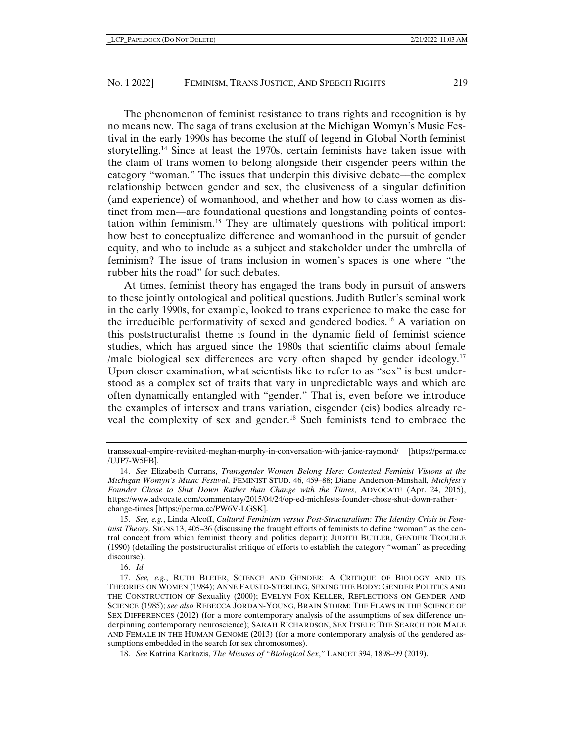The phenomenon of feminist resistance to trans rights and recognition is by no means new. The saga of trans exclusion at the Michigan Womyn's Music Festival in the early 1990s has become the stuff of legend in Global North feminist storytelling.[14] Since at least the 1970s, certain feminists have taken issue with the claim of trans women to belong alongside their cisgender peers within the category "woman." The issues that underpin this divisive debate—the complex relationship between gender and sex, the elusiveness of a singular definition (and experience) of womanhood, and whether and how to class women as distinct from men—are foundational questions and longstanding points of contestation within feminism.[15] They are ultimately questions with political import: how best to conceptualize difference and womanhood in the pursuit of gender equity, and who to include as a subject and stakeholder under the umbrella of feminism? The issue of trans inclusion in women's spaces is one where "the rubber hits the road" for such debates.

At times, feminist theory has engaged the trans body in pursuit of answers to these jointly ontological and political questions. Judith Butler's seminal work in the early 1990s, for example, looked to trans experience to make the case for the irreducible performativity of sexed and gendered bodies.[16] A variation on this poststructuralist theme is found in the dynamic field of feminist science studies, which has argued since the 1980s that scientific claims about female /male biological sex differences are very often shaped by gender ideology.[17] Upon closer examination, what scientists like to refer to as "sex" is best understood as a complex set of traits that vary in unpredictable ways and which are often dynamically entangled with "gender." That is, even before we introduce the examples of intersex and trans variation, cisgender (cis) bodies already reveal the complexity of sex and gender.[18] Such feminists tend to embrace the

---

transsexual-empire-revisited-meghan-murphy-in-conversation-with-janice-raymond/ [https://perma.cc/UJP7-W5FB].

14. *See* Elizabeth Currans, *Transgender Women Belong Here: Contested Feminist Visions at the Michigan Womyn's Music Festival*, FEMINIST STUD. 46, 459–88; Diane Anderson-Minshall, *Michfest's Founder Chose to Shut Down Rather than Change with the Times*, ADVOCATE (Apr. 24, 2015), https://www.advocate.com/commentary/2015/04/24/op-ed-michfests-founder-chose-shut-down-rather-change-times [https://perma.cc/PW6V-LGSK].

15. *See, e.g.*, Linda Alcoff, *Cultural Feminism versus Post-Structuralism: The Identity Crisis in Feminist Theory,* SIGNS 13, 405–36 (discussing the fraught efforts of feminists to define "woman" as the central concept from which feminist theory and politics depart); JUDITH BUTLER, GENDER TROUBLE (1990) (detailing the poststructuralist critique of efforts to establish the category "woman" as preceding discourse).

16. *Id.*

17. *See, e.g.*, RUTH BLEIER, SCIENCE AND GENDER: A CRITIQUE OF BIOLOGY AND ITS THEORIES ON WOMEN (1984); ANNE FAUSTO-STERLING, SEXING THE BODY: GENDER POLITICS AND THE CONSTRUCTION OF Sexuality (2000); EVELYN FOX KELLER, REFLECTIONS ON GENDER AND SCIENCE (1985); *see also* REBECCA JORDAN-YOUNG, BRAIN STORM: THE FLAWS IN THE SCIENCE OF SEX DIFFERENCES (2012) (for a more contemporary analysis of the assumptions of sex difference underpinning contemporary neuroscience); SARAH RICHARDSON, SEX ITSELF: THE SEARCH FOR MALE AND FEMALE IN THE HUMAN GENOME (2013) (for a more contemporary analysis of the gendered assumptions embedded in the search for sex chromosomes).

18. *See* Katrina Karkazis, *The Misuses of "Biological Sex*,*"* LANCET 394, 1898–99 (2019).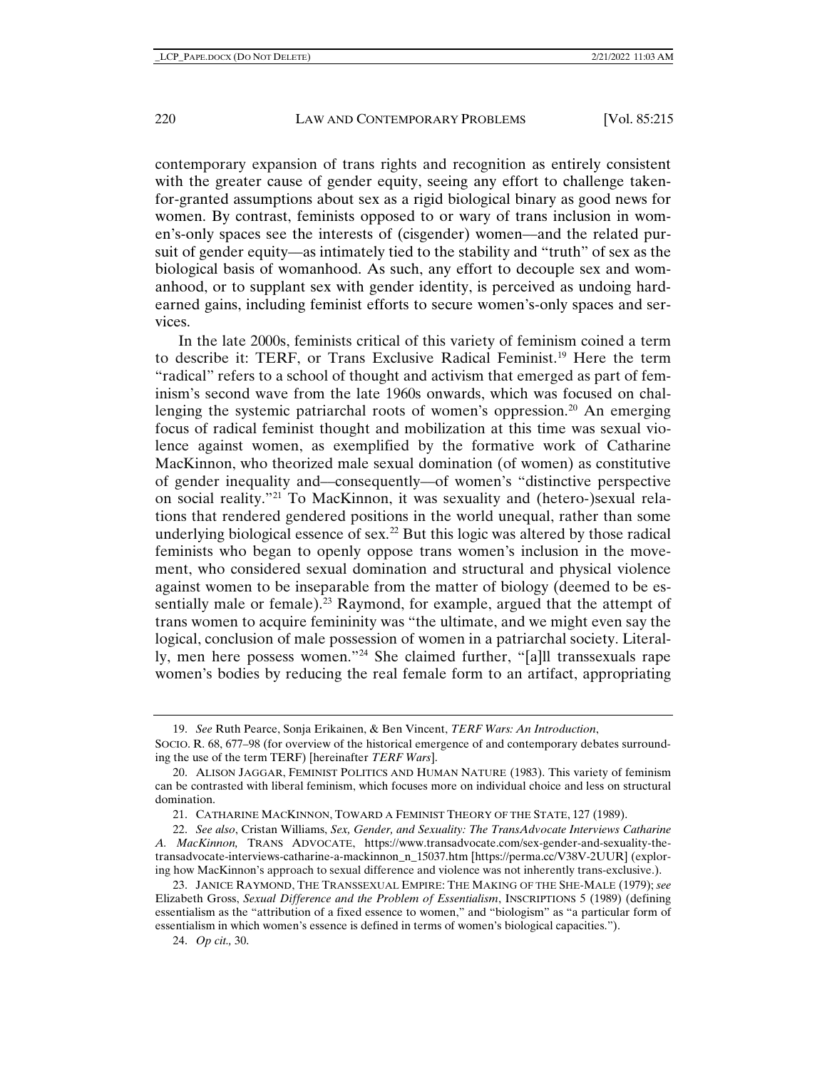contemporary expansion of trans rights and recognition as entirely consistent with the greater cause of gender equity, seeing any effort to challenge taken-for-granted assumptions about sex as a rigid biological binary as good news for women. By contrast, feminists opposed to or wary of trans inclusion in women's-only spaces see the interests of (cisgender) women—and the related pursuit of gender equity—as intimately tied to the stability and "truth" of sex as the biological basis of womanhood. As such, any effort to decouple sex and womanhood, or to supplant sex with gender identity, is perceived as undoing hard-earned gains, including feminist efforts to secure women's-only spaces and services.

In the late 2000s, feminists critical of this variety of feminism coined a term to describe it: TERF, or Trans Exclusive Radical Feminist.[19] Here the term "radical" refers to a school of thought and activism that emerged as part of feminism's second wave from the late 1960s onwards, which was focused on challenging the systemic patriarchal roots of women's oppression.[20] An emerging focus of radical feminist thought and mobilization at this time was sexual violence against women, as exemplified by the formative work of Catharine MacKinnon, who theorized male sexual domination (of women) as constitutive of gender inequality and—consequently—of women's "distinctive perspective on social reality."[21] To MacKinnon, it was sexuality and (hetero-)sexual relations that rendered gendered positions in the world unequal, rather than some underlying biological essence of sex.[22] But this logic was altered by those radical feminists who began to openly oppose trans women's inclusion in the movement, who considered sexual domination and structural and physical violence against women to be inseparable from the matter of biology (deemed to be essentially male or female).[23] Raymond, for example, argued that the attempt of trans women to acquire femininity was "the ultimate, and we might even say the logical, conclusion of male possession of women in a patriarchal society. Literally, men here possess women."[24] She claimed further, "[a]ll transsexuals rape women's bodies by reducing the real female form to an artifact, appropriating

---

19. *See* Ruth Pearce, Sonja Erikainen, & Ben Vincent, *TERF Wars: An Introduction*, SOCIO. R. 68, 677–98 (for overview of the historical emergence of and contemporary debates surrounding the use of the term TERF) [hereinafter *TERF Wars*].

20. ALISON JAGGAR, FEMINIST POLITICS AND HUMAN NATURE (1983). This variety of feminism can be contrasted with liberal feminism, which focuses more on individual choice and less on structural domination.

21. CATHARINE MACKINNON, TOWARD A FEMINIST THEORY OF THE STATE, 127 (1989).

22. *See also*, Cristan Williams, *Sex, Gender, and Sexuality: The TransAdvocate Interviews Catharine A. MacKinnon,* TRANS ADVOCATE, https://www.transadvocate.com/sex-gender-and-sexuality-the-transadvocate-interviews-catharine-a-mackinnon_n_15037.htm [https://perma.cc/V38V-2UUR] (exploring how MacKinnon's approach to sexual difference and violence was not inherently trans-exclusive.).

23. JANICE RAYMOND, THE TRANSSEXUAL EMPIRE: THE MAKING OF THE SHE-MALE (1979); *see* Elizabeth Gross, *Sexual Difference and the Problem of Essentialism*, INSCRIPTIONS 5 (1989) (defining essentialism as the "attribution of a fixed essence to women," and "biologism" as "a particular form of essentialism in which women's essence is defined in terms of women's biological capacities.").

24. *Op cit.,* 30.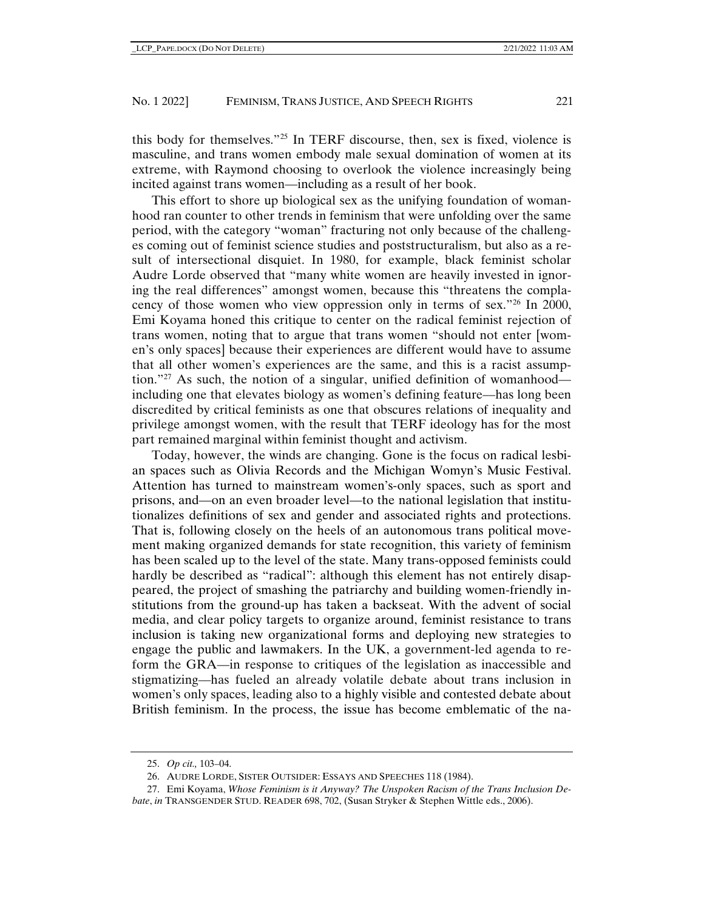this body for themselves."[25] In TERF discourse, then, sex is fixed, violence is masculine, and trans women embody male sexual domination of women at its extreme, with Raymond choosing to overlook the violence increasingly being incited against trans women—including as a result of her book.

This effort to shore up biological sex as the unifying foundation of womanhood ran counter to other trends in feminism that were unfolding over the same period, with the category "woman" fracturing not only because of the challenges coming out of feminist science studies and poststructuralism, but also as a result of intersectional disquiet. In 1980, for example, black feminist scholar Audre Lorde observed that "many white women are heavily invested in ignoring the real differences" amongst women, because this "threatens the complacency of those women who view oppression only in terms of sex."[26] In 2000, Emi Koyama honed this critique to center on the radical feminist rejection of trans women, noting that to argue that trans women "should not enter [women's only spaces] because their experiences are different would have to assume that all other women's experiences are the same, and this is a racist assumption."[27] As such, the notion of a singular, unified definition of womanhood—including one that elevates biology as women's defining feature—has long been discredited by critical feminists as one that obscures relations of inequality and privilege amongst women, with the result that TERF ideology has for the most part remained marginal within feminist thought and activism.

Today, however, the winds are changing. Gone is the focus on radical lesbian spaces such as Olivia Records and the Michigan Womyn's Music Festival. Attention has turned to mainstream women's-only spaces, such as sport and prisons, and—on an even broader level—to the national legislation that institutionalizes definitions of sex and gender and associated rights and protections. That is, following closely on the heels of an autonomous trans political movement making organized demands for state recognition, this variety of feminism has been scaled up to the level of the state. Many trans-opposed feminists could hardly be described as "radical": although this element has not entirely disappeared, the project of smashing the patriarchy and building women-friendly institutions from the ground-up has taken a backseat. With the advent of social media, and clear policy targets to organize around, feminist resistance to trans inclusion is taking new organizational forms and deploying new strategies to engage the public and lawmakers. In the UK, a government-led agenda to reform the GRA—in response to critiques of the legislation as inaccessible and stigmatizing—has fueled an already volatile debate about trans inclusion in women's only spaces, leading also to a highly visible and contested debate about British feminism. In the process, the issue has become emblematic of the na-

25. *Op cit.,* 103–04.

26. AUDRE LORDE, SISTER OUTSIDER: ESSAYS AND SPEECHES 118 (1984).

27. Emi Koyama, *Whose Feminism is it Anyway? The Unspoken Racism of the Trans Inclusion Debate*, *in* TRANSGENDER STUD. READER 698, 702, (Susan Stryker & Stephen Wittle eds., 2006).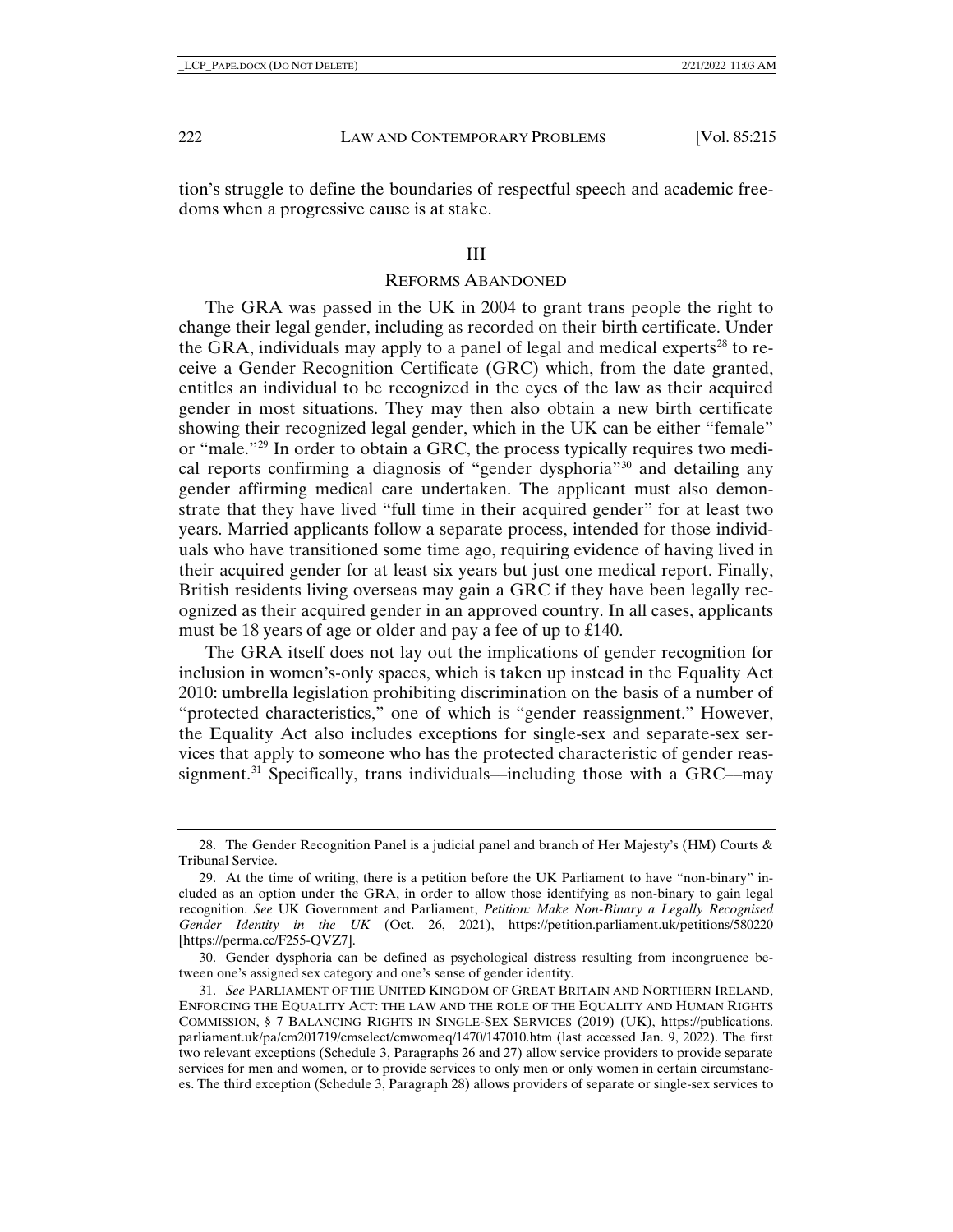tion's struggle to define the boundaries of respectful speech and academic freedoms when a progressive cause is at stake.

## III

## REFORMS ABANDONED

The GRA was passed in the UK in 2004 to grant trans people the right to change their legal gender, including as recorded on their birth certificate. Under the GRA, individuals may apply to a panel of legal and medical experts[28] to receive a Gender Recognition Certificate (GRC) which, from the date granted, entitles an individual to be recognized in the eyes of the law as their acquired gender in most situations. They may then also obtain a new birth certificate showing their recognized legal gender, which in the UK can be either "female" or "male."[29] In order to obtain a GRC, the process typically requires two medical reports confirming a diagnosis of "gender dysphoria"[30] and detailing any gender affirming medical care undertaken. The applicant must also demonstrate that they have lived "full time in their acquired gender" for at least two years. Married applicants follow a separate process, intended for those individuals who have transitioned some time ago, requiring evidence of having lived in their acquired gender for at least six years but just one medical report. Finally, British residents living overseas may gain a GRC if they have been legally recognized as their acquired gender in an approved country. In all cases, applicants must be 18 years of age or older and pay a fee of up to £140.

The GRA itself does not lay out the implications of gender recognition for inclusion in women's-only spaces, which is taken up instead in the Equality Act 2010: umbrella legislation prohibiting discrimination on the basis of a number of "protected characteristics," one of which is "gender reassignment." However, the Equality Act also includes exceptions for single-sex and separate-sex services that apply to someone who has the protected characteristic of gender reassignment.[31] Specifically, trans individuals—including those with a GRC—may

---

28. The Gender Recognition Panel is a judicial panel and branch of Her Majesty's (HM) Courts & Tribunal Service.

29. At the time of writing, there is a petition before the UK Parliament to have "non-binary" included as an option under the GRA, in order to allow those identifying as non-binary to gain legal recognition. *See* UK Government and Parliament, *Petition: Make Non-Binary a Legally Recognised Gender Identity in the UK* (Oct. 26, 2021), https://petition.parliament.uk/petitions/580220 [https://perma.cc/F255-QVZ7].

30. Gender dysphoria can be defined as psychological distress resulting from incongruence between one's assigned sex category and one's sense of gender identity.

31. *See* PARLIAMENT OF THE UNITED KINGDOM OF GREAT BRITAIN AND NORTHERN IRELAND, ENFORCING THE EQUALITY ACT: THE LAW AND THE ROLE OF THE EQUALITY AND HUMAN RIGHTS COMMISSION, § 7 BALANCING RIGHTS IN SINGLE-SEX SERVICES (2019) (UK), https://publications.parliament.uk/pa/cm201719/cmselect/cmwomeq/1470/147010.htm (last accessed Jan. 9, 2022). The first two relevant exceptions (Schedule 3, Paragraphs 26 and 27) allow service providers to provide separate services for men and women, or to provide services to only men or only women in certain circumstances. The third exception (Schedule 3, Paragraph 28) allows providers of separate or single-sex services to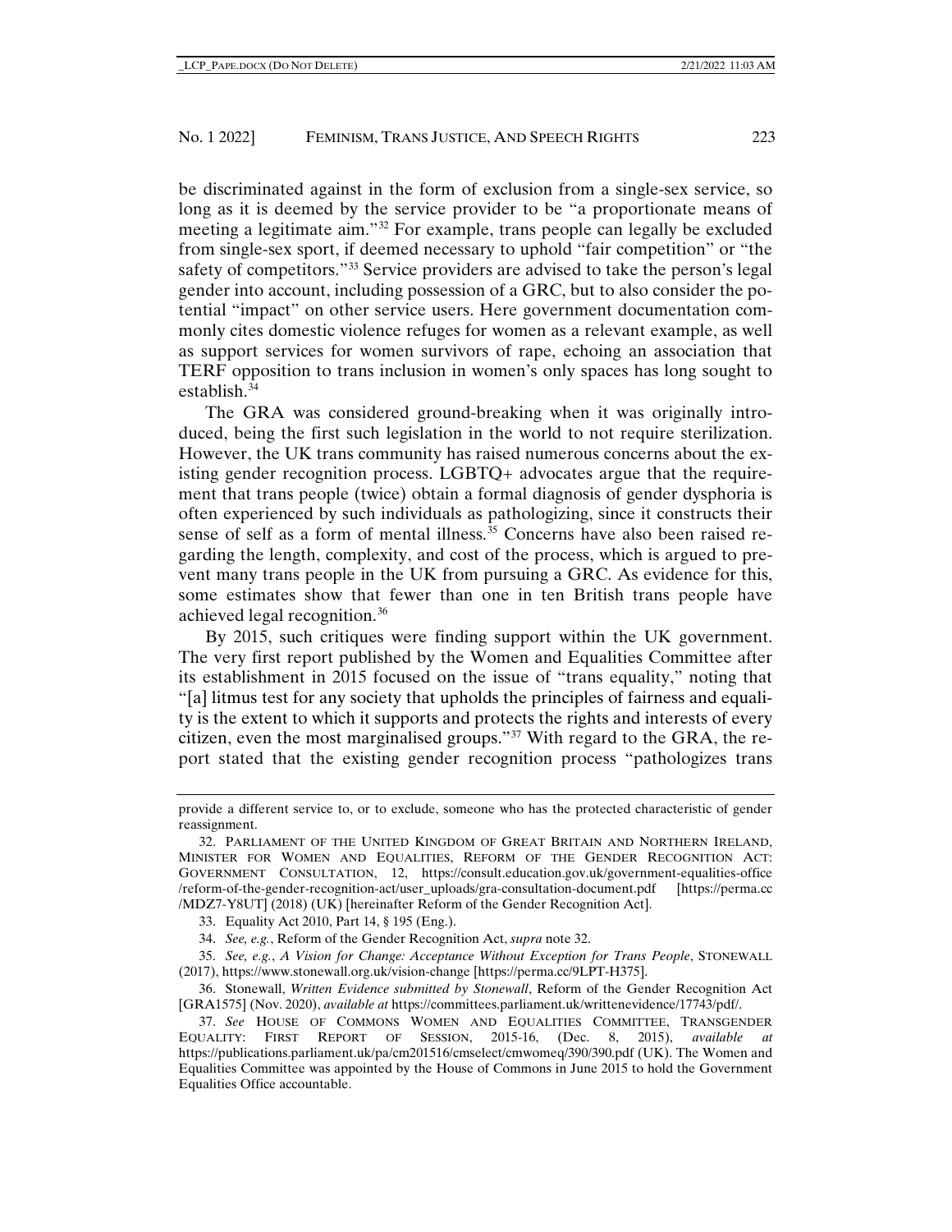be discriminated against in the form of exclusion from a single-sex service, so long as it is deemed by the service provider to be "a proportionate means of meeting a legitimate aim."[32] For example, trans people can legally be excluded from single-sex sport, if deemed necessary to uphold "fair competition" or "the safety of competitors."[33] Service providers are advised to take the person's legal gender into account, including possession of a GRC, but to also consider the potential "impact" on other service users. Here government documentation commonly cites domestic violence refuges for women as a relevant example, as well as support services for women survivors of rape, echoing an association that TERF opposition to trans inclusion in women's only spaces has long sought to establish.[34]

The GRA was considered ground-breaking when it was originally introduced, being the first such legislation in the world to not require sterilization. However, the UK trans community has raised numerous concerns about the existing gender recognition process. LGBTQ+ advocates argue that the requirement that trans people (twice) obtain a formal diagnosis of gender dysphoria is often experienced by such individuals as pathologizing, since it constructs their sense of self as a form of mental illness.[35] Concerns have also been raised regarding the length, complexity, and cost of the process, which is argued to prevent many trans people in the UK from pursuing a GRC. As evidence for this, some estimates show that fewer than one in ten British trans people have achieved legal recognition.[36]

By 2015, such critiques were finding support within the UK government. The very first report published by the Women and Equalities Committee after its establishment in 2015 focused on the issue of "trans equality," noting that "[a] litmus test for any society that upholds the principles of fairness and equality is the extent to which it supports and protects the rights and interests of every citizen, even the most marginalised groups."[37] With regard to the GRA, the report stated that the existing gender recognition process "pathologizes trans

---

provide a different service to, or to exclude, someone who has the protected characteristic of gender reassignment.

32. PARLIAMENT OF THE UNITED KINGDOM OF GREAT BRITAIN AND NORTHERN IRELAND, MINISTER FOR WOMEN AND EQUALITIES, REFORM OF THE GENDER RECOGNITION ACT: GOVERNMENT CONSULTATION, 12, https://consult.education.gov.uk/government-equalities-office/reform-of-the-gender-recognition-act/user_uploads/gra-consultation-document.pdf [https://perma.cc/MDZ7-Y8UT] (2018) (UK) [hereinafter Reform of the Gender Recognition Act].

33. Equality Act 2010, Part 14, § 195 (Eng.).

34. *See, e.g.*, Reform of the Gender Recognition Act, *supra* note 32.

35. *See, e.g.*, *A Vision for Change: Acceptance Without Exception for Trans People*, STONEWALL (2017), https://www.stonewall.org.uk/vision-change [https://perma.cc/9LPT-H375].

36. Stonewall, *Written Evidence submitted by Stonewall*, Reform of the Gender Recognition Act [GRA1575] (Nov. 2020), *available at* https://committees.parliament.uk/writtenevidence/17743/pdf/.

37. *See* HOUSE OF COMMONS WOMEN AND EQUALITIES COMMITTEE, TRANSGENDER EQUALITY: FIRST REPORT OF SESSION, 2015-16, (Dec. 8, 2015), *available at* https://publications.parliament.uk/pa/cm201516/cmselect/cmwomeq/390/390.pdf (UK). The Women and Equalities Committee was appointed by the House of Commons in June 2015 to hold the Government Equalities Office accountable.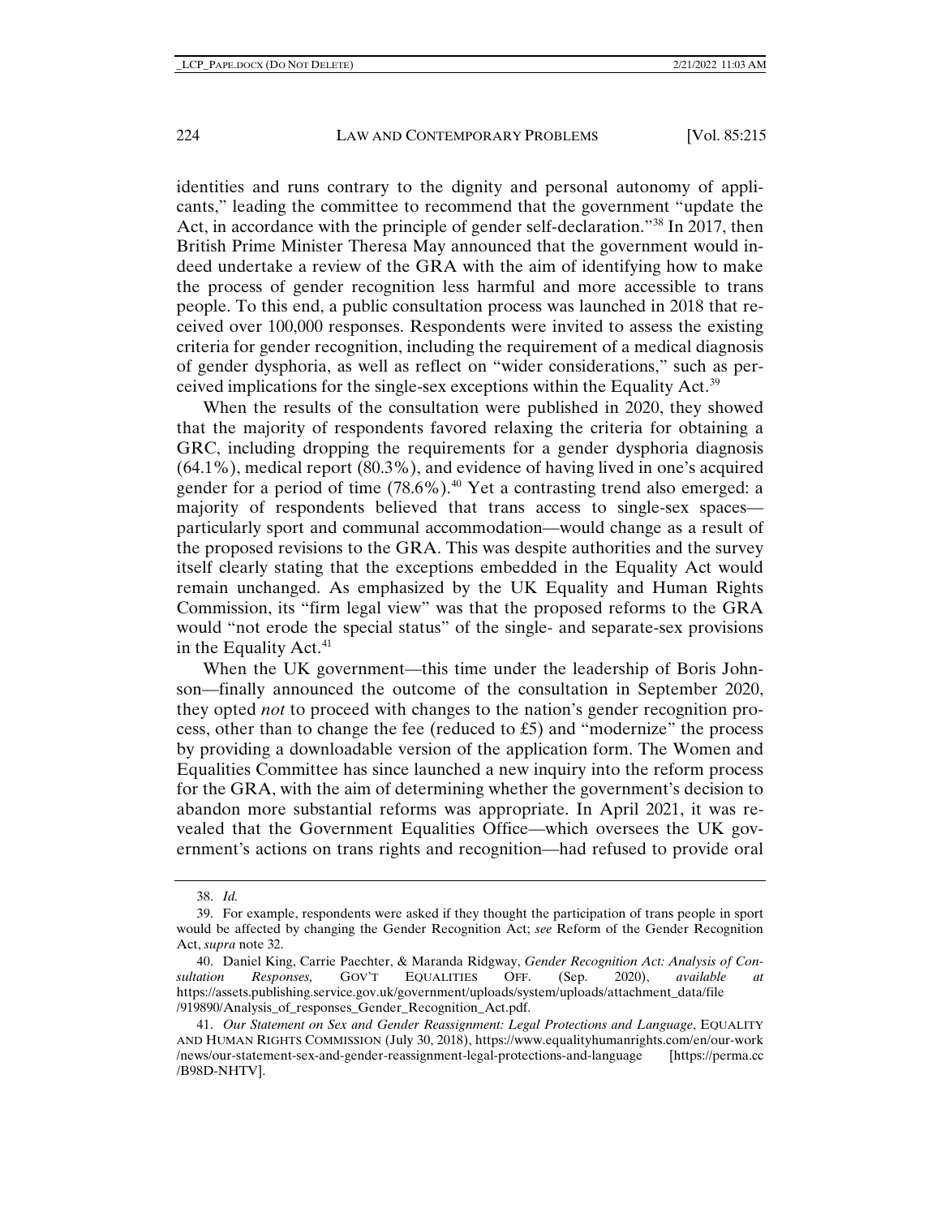identities and runs contrary to the dignity and personal autonomy of applicants," leading the committee to recommend that the government "update the Act, in accordance with the principle of gender self-declaration."[38] In 2017, then British Prime Minister Theresa May announced that the government would indeed undertake a review of the GRA with the aim of identifying how to make the process of gender recognition less harmful and more accessible to trans people. To this end, a public consultation process was launched in 2018 that received over 100,000 responses. Respondents were invited to assess the existing criteria for gender recognition, including the requirement of a medical diagnosis of gender dysphoria, as well as reflect on "wider considerations," such as perceived implications for the single-sex exceptions within the Equality Act.[39]

When the results of the consultation were published in 2020, they showed that the majority of respondents favored relaxing the criteria for obtaining a GRC, including dropping the requirements for a gender dysphoria diagnosis (64.1%), medical report (80.3%), and evidence of having lived in one's acquired gender for a period of time (78.6%).[40] Yet a contrasting trend also emerged: a majority of respondents believed that trans access to single-sex spaces—particularly sport and communal accommodation—would change as a result of the proposed revisions to the GRA. This was despite authorities and the survey itself clearly stating that the exceptions embedded in the Equality Act would remain unchanged. As emphasized by the UK Equality and Human Rights Commission, its "firm legal view" was that the proposed reforms to the GRA would "not erode the special status" of the single- and separate-sex provisions in the Equality Act.[41]

When the UK government—this time under the leadership of Boris Johnson—finally announced the outcome of the consultation in September 2020, they opted *not* to proceed with changes to the nation's gender recognition process, other than to change the fee (reduced to £5) and "modernize" the process by providing a downloadable version of the application form. The Women and Equalities Committee has since launched a new inquiry into the reform process for the GRA, with the aim of determining whether the government's decision to abandon more substantial reforms was appropriate. In April 2021, it was revealed that the Government Equalities Office—which oversees the UK government's actions on trans rights and recognition—had refused to provide oral

38. *Id.*

39. For example, respondents were asked if they thought the participation of trans people in sport would be affected by changing the Gender Recognition Act; *see* Reform of the Gender Recognition Act, *supra* note 32.

40. Daniel King, Carrie Paechter, & Maranda Ridgway, *Gender Recognition Act: Analysis of Consultation Responses,* GOV'T EQUALITIES OFF. (Sep. 2020), *available at* https://assets.publishing.service.gov.uk/government/uploads/system/uploads/attachment_data/file/919890/Analysis_of_responses_Gender_Recognition_Act.pdf.

41. *Our Statement on Sex and Gender Reassignment: Legal Protections and Language*, EQUALITY AND HUMAN RIGHTS COMMISSION (July 30, 2018), https://www.equalityhumanrights.com/en/our-work/news/our-statement-sex-and-gender-reassignment-legal-protections-and-language [https://perma.cc/B98D-NHTV].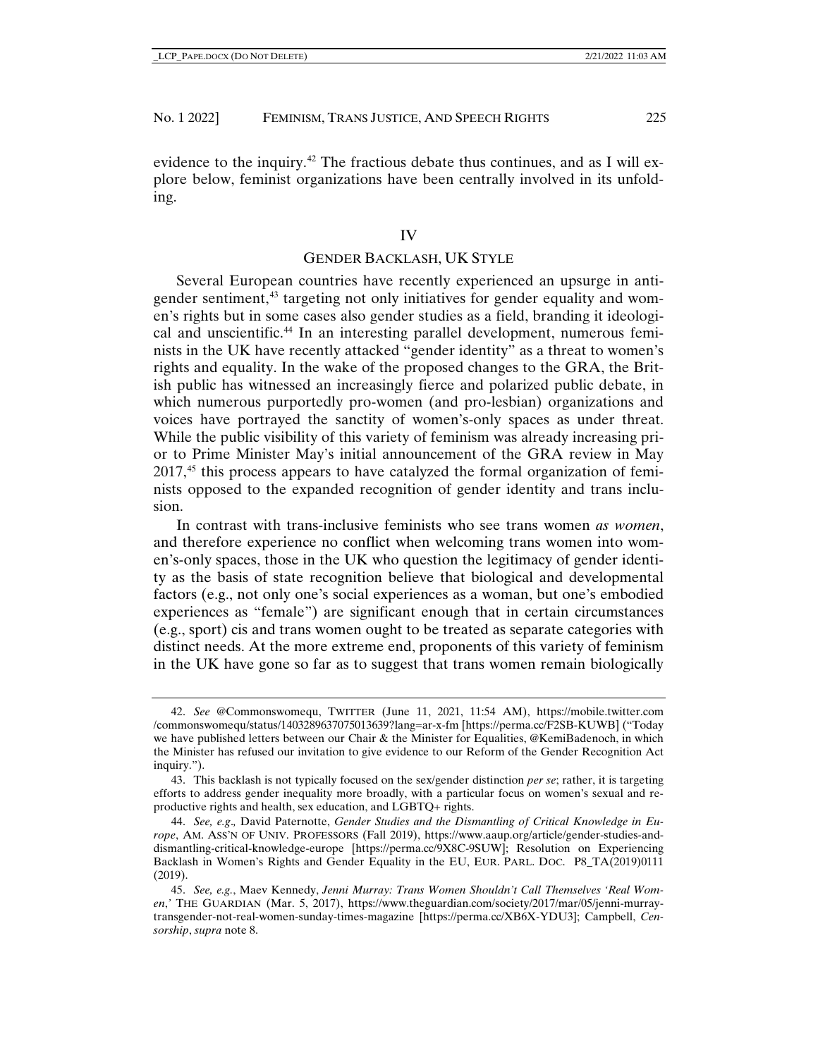evidence to the inquiry.[42] The fractious debate thus continues, and as I will explore below, feminist organizations have been centrally involved in its unfolding.

## IV

## GENDER BACKLASH, UK STYLE

Several European countries have recently experienced an upsurge in anti-gender sentiment,[43] targeting not only initiatives for gender equality and women's rights but in some cases also gender studies as a field, branding it ideological and unscientific.[44] In an interesting parallel development, numerous feminists in the UK have recently attacked "gender identity" as a threat to women's rights and equality. In the wake of the proposed changes to the GRA, the British public has witnessed an increasingly fierce and polarized public debate, in which numerous purportedly pro-women (and pro-lesbian) organizations and voices have portrayed the sanctity of women's-only spaces as under threat. While the public visibility of this variety of feminism was already increasing prior to Prime Minister May's initial announcement of the GRA review in May 2017,[45] this process appears to have catalyzed the formal organization of feminists opposed to the expanded recognition of gender identity and trans inclusion.

In contrast with trans-inclusive feminists who see trans women *as women*, and therefore experience no conflict when welcoming trans women into women's-only spaces, those in the UK who question the legitimacy of gender identity as the basis of state recognition believe that biological and developmental factors (e.g., not only one's social experiences as a woman, but one's embodied experiences as "female") are significant enough that in certain circumstances (e.g., sport) cis and trans women ought to be treated as separate categories with distinct needs. At the more extreme end, proponents of this variety of feminism in the UK have gone so far as to suggest that trans women remain biologically

---

42. *See* @Commonswomequ, TWITTER (June 11, 2021, 11:54 AM), https://mobile.twitter.com/commonswomequ/status/1403289637075013639?lang=ar-x-fm [https://perma.cc/F2SB-KUWB] ("Today we have published letters between our Chair & the Minister for Equalities, @KemiBadenoch, in which the Minister has refused our invitation to give evidence to our Reform of the Gender Recognition Act inquiry.").

43. This backlash is not typically focused on the sex/gender distinction *per se*; rather, it is targeting efforts to address gender inequality more broadly, with a particular focus on women's sexual and reproductive rights and health, sex education, and LGBTQ+ rights.

44. *See, e.g.*, David Paternotte, *Gender Studies and the Dismantling of Critical Knowledge in Europe*, AM. ASS'N OF UNIV. PROFESSORS (Fall 2019), https://www.aaup.org/article/gender-studies-and-dismantling-critical-knowledge-europe [https://perma.cc/9X8C-9SUW]; Resolution on Experiencing Backlash in Women's Rights and Gender Equality in the EU, EUR. PARL. DOC. P8_TA(2019)0111 (2019).

45. *See, e.g.*, Maev Kennedy, *Jenni Murray: Trans Women Shouldn't Call Themselves 'Real Women*,' THE GUARDIAN (Mar. 5, 2017), https://www.theguardian.com/society/2017/mar/05/jenni-murray-transgender-not-real-women-sunday-times-magazine [https://perma.cc/XB6X-YDU3]; Campbell, *Censorship*, *supra* note 8.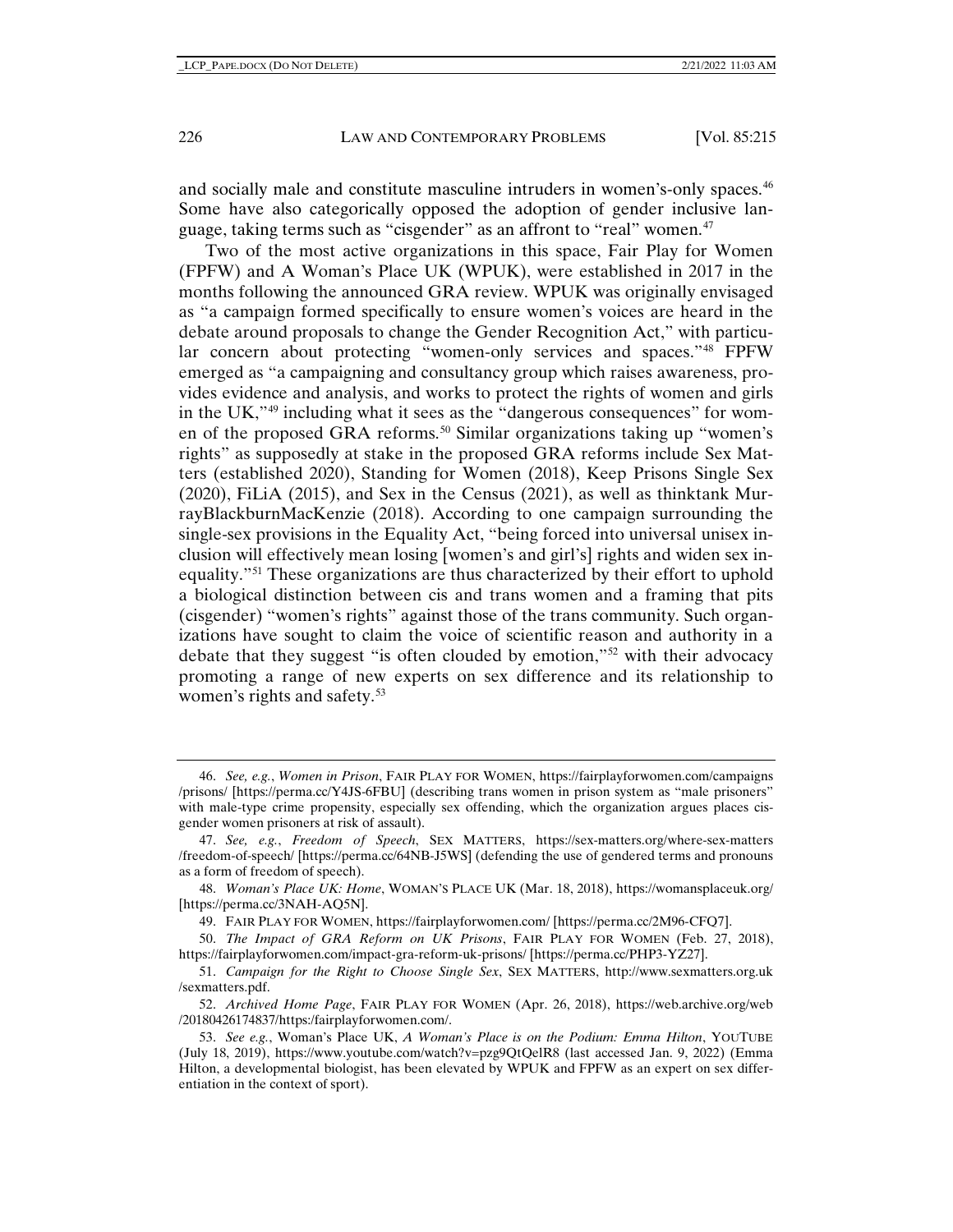and socially male and constitute masculine intruders in women's-only spaces.[46] Some have also categorically opposed the adoption of gender inclusive language, taking terms such as "cisgender" as an affront to "real" women.[47]

Two of the most active organizations in this space, Fair Play for Women (FPFW) and A Woman's Place UK (WPUK), were established in 2017 in the months following the announced GRA review. WPUK was originally envisaged as "a campaign formed specifically to ensure women's voices are heard in the debate around proposals to change the Gender Recognition Act," with particular concern about protecting "women-only services and spaces."[48] FPFW emerged as "a campaigning and consultancy group which raises awareness, provides evidence and analysis, and works to protect the rights of women and girls in the UK,"[49] including what it sees as the "dangerous consequences" for women of the proposed GRA reforms.[50] Similar organizations taking up "women's rights" as supposedly at stake in the proposed GRA reforms include Sex Matters (established 2020), Standing for Women (2018), Keep Prisons Single Sex (2020), FiLiA (2015), and Sex in the Census (2021), as well as thinktank MurrayBlackburnMacKenzie (2018). According to one campaign surrounding the single-sex provisions in the Equality Act, "being forced into universal unisex inclusion will effectively mean losing [women's and girl's] rights and widen sex inequality."[51] These organizations are thus characterized by their effort to uphold a biological distinction between cis and trans women and a framing that pits (cisgender) "women's rights" against those of the trans community. Such organizations have sought to claim the voice of scientific reason and authority in a debate that they suggest "is often clouded by emotion,"[52] with their advocacy promoting a range of new experts on sex difference and its relationship to women's rights and safety.[53]

---

46. *See, e.g.*, *Women in Prison*, FAIR PLAY FOR WOMEN, https://fairplayforwomen.com/campaigns/prisons/ [https://perma.cc/Y4JS-6FBU] (describing trans women in prison system as "male prisoners" with male-type crime propensity, especially sex offending, which the organization argues places cisgender women prisoners at risk of assault).

47. *See, e.g.*, *Freedom of Speech*, SEX MATTERS, https://sex-matters.org/where-sex-matters/freedom-of-speech/ [https://perma.cc/64NB-J5WS] (defending the use of gendered terms and pronouns as a form of freedom of speech).

48. *Woman's Place UK: Home*, WOMAN'S PLACE UK (Mar. 18, 2018), https://womansplaceuk.org/ [https://perma.cc/3NAH-AQ5N].

49. FAIR PLAY FOR WOMEN, https://fairplayforwomen.com/ [https://perma.cc/2M96-CFQ7].

50. *The Impact of GRA Reform on UK Prisons*, FAIR PLAY FOR WOMEN (Feb. 27, 2018), https://fairplayforwomen.com/impact-gra-reform-uk-prisons/ [https://perma.cc/PHP3-YZ27].

51. *Campaign for the Right to Choose Single Sex*, SEX MATTERS, http://www.sexmatters.org.uk/sexmatters.pdf.

52. *Archived Home Page*, FAIR PLAY FOR WOMEN (Apr. 26, 2018), https://web.archive.org/web/20180426174837/https:/fairplayforwomen.com/.

53. *See e.g.*, Woman's Place UK, *A Woman's Place is on the Podium: Emma Hilton*, YOUTUBE (July 18, 2019), https://www.youtube.com/watch?v=pzg9QtQelR8 (last accessed Jan. 9, 2022) (Emma Hilton, a developmental biologist, has been elevated by WPUK and FPFW as an expert on sex differentiation in the context of sport).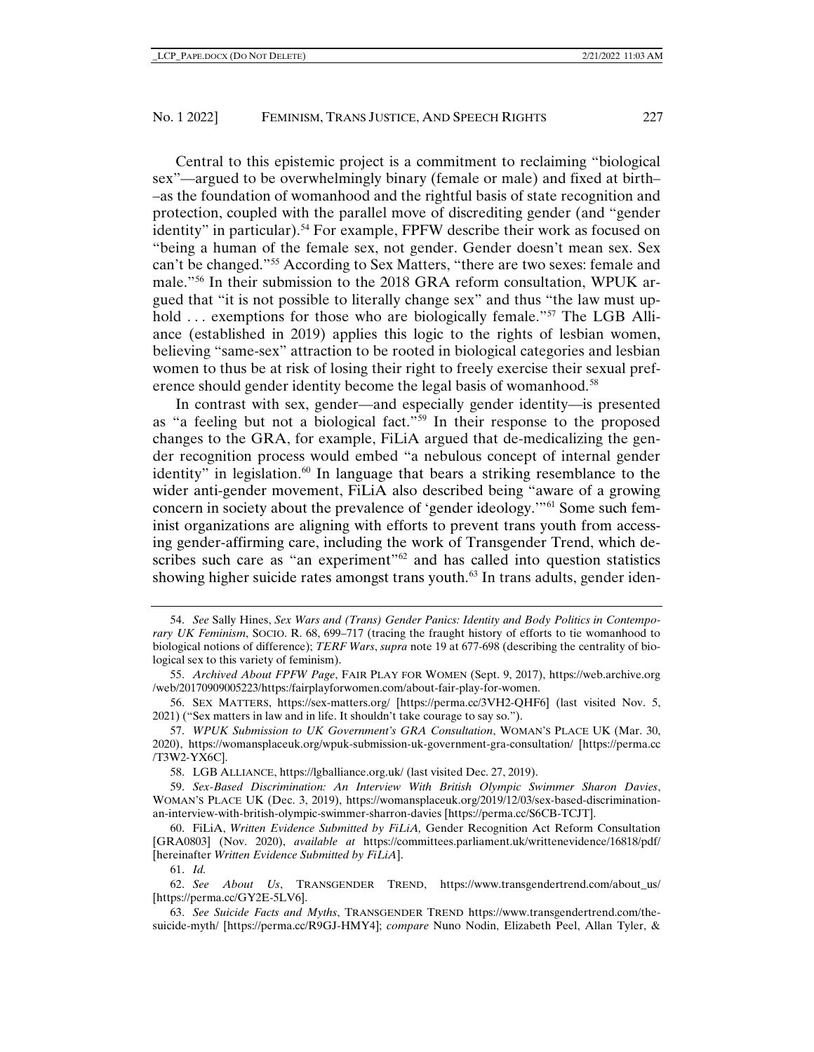Central to this epistemic project is a commitment to reclaiming "biological sex"—argued to be overwhelmingly binary (female or male) and fixed at birth––as the foundation of womanhood and the rightful basis of state recognition and protection, coupled with the parallel move of discrediting gender (and "gender identity" in particular).[54] For example, FPFW describe their work as focused on "being a human of the female sex, not gender. Gender doesn't mean sex. Sex can't be changed."[55] According to Sex Matters, "there are two sexes: female and male."[56] In their submission to the 2018 GRA reform consultation, WPUK argued that "it is not possible to literally change sex" and thus "the law must uphold . . . exemptions for those who are biologically female."[57] The LGB Alliance (established in 2019) applies this logic to the rights of lesbian women, believing "same-sex" attraction to be rooted in biological categories and lesbian women to thus be at risk of losing their right to freely exercise their sexual preference should gender identity become the legal basis of womanhood.[58]

In contrast with sex, gender—and especially gender identity—is presented as "a feeling but not a biological fact."[59] In their response to the proposed changes to the GRA, for example, FiLiA argued that de-medicalizing the gender recognition process would embed "a nebulous concept of internal gender identity" in legislation.[60] In language that bears a striking resemblance to the wider anti-gender movement, FiLiA also described being "aware of a growing concern in society about the prevalence of 'gender ideology.'"[61] Some such feminist organizations are aligning with efforts to prevent trans youth from accessing gender-affirming care, including the work of Transgender Trend, which describes such care as "an experiment"[62] and has called into question statistics showing higher suicide rates amongst trans youth.[63] In trans adults, gender iden-

---

54. *See* Sally Hines, *Sex Wars and (Trans) Gender Panics: Identity and Body Politics in Contemporary UK Feminism*, SOCIO. R. 68, 699–717 (tracing the fraught history of efforts to tie womanhood to biological notions of difference); *TERF Wars*, *supra* note 19 at 677-698 (describing the centrality of biological sex to this variety of feminism).

55. *Archived About FPFW Page*, FAIR PLAY FOR WOMEN (Sept. 9, 2017), https://web.archive.org/web/20170909005223/https:/fairplayforwomen.com/about-fair-play-for-women.

56. SEX MATTERS, https://sex-matters.org/ [https://perma.cc/3VH2-QHF6] (last visited Nov. 5, 2021) ("Sex matters in law and in life. It shouldn't take courage to say so.").

57. *WPUK Submission to UK Government's GRA Consultation*, WOMAN'S PLACE UK (Mar. 30, 2020), https://womansplaceuk.org/wpuk-submission-uk-government-gra-consultation/ [https://perma.cc/T3W2-YX6C].

58. LGB ALLIANCE, https://lgballiance.org.uk/ (last visited Dec. 27, 2019).

59. *Sex-Based Discrimination: An Interview With British Olympic Swimmer Sharon Davies*, WOMAN'S PLACE UK (Dec. 3, 2019), https://womansplaceuk.org/2019/12/03/sex-based-discrimination-an-interview-with-british-olympic-swimmer-sharron-davies [https://perma.cc/S6CB-TCJT].

60. FiLiA, *Written Evidence Submitted by FiLiA,* Gender Recognition Act Reform Consultation [GRA0803] (Nov. 2020), *available at* https://committees.parliament.uk/writtenevidence/16818/pdf/ [hereinafter *Written Evidence Submitted by FiLiA*].

61. *Id.*

62. *See About Us*, TRANSGENDER TREND, https://www.transgendertrend.com/about_us/ [https://perma.cc/GY2E-5LV6].

63. *See Suicide Facts and Myths*, TRANSGENDER TREND https://www.transgendertrend.com/the-suicide-myth/ [https://perma.cc/R9GJ-HMY4]; *compare* Nuno Nodin, Elizabeth Peel, Allan Tyler, &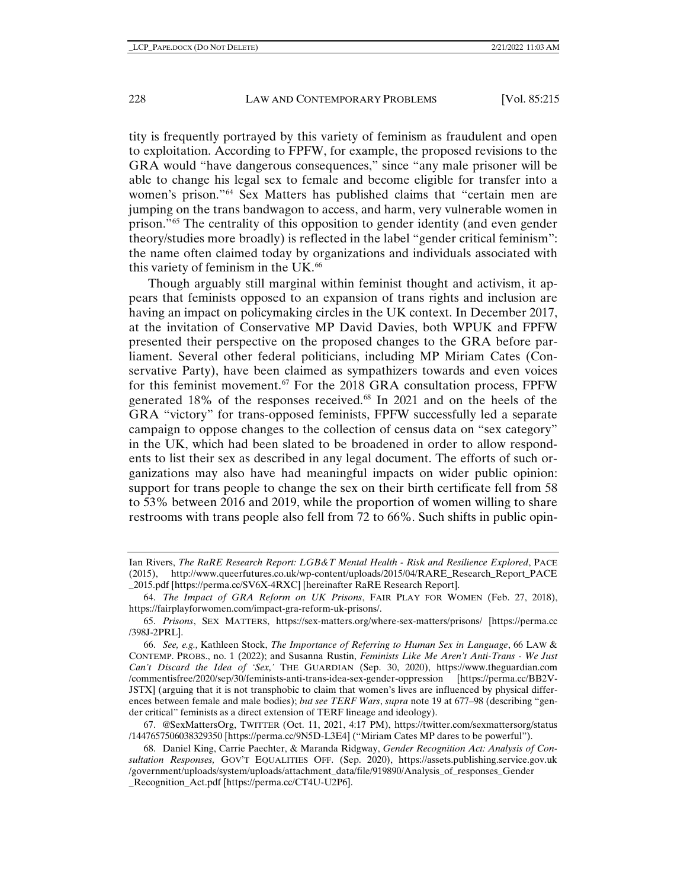tity is frequently portrayed by this variety of feminism as fraudulent and open to exploitation. According to FPFW, for example, the proposed revisions to the GRA would "have dangerous consequences," since "any male prisoner will be able to change his legal sex to female and become eligible for transfer into a women's prison."[64] Sex Matters has published claims that "certain men are jumping on the trans bandwagon to access, and harm, very vulnerable women in prison."[65] The centrality of this opposition to gender identity (and even gender theory/studies more broadly) is reflected in the label "gender critical feminism": the name often claimed today by organizations and individuals associated with this variety of feminism in the UK.[66]

Though arguably still marginal within feminist thought and activism, it appears that feminists opposed to an expansion of trans rights and inclusion are having an impact on policymaking circles in the UK context. In December 2017, at the invitation of Conservative MP David Davies, both WPUK and FPFW presented their perspective on the proposed changes to the GRA before parliament. Several other federal politicians, including MP Miriam Cates (Conservative Party), have been claimed as sympathizers towards and even voices for this feminist movement.[67] For the 2018 GRA consultation process, FPFW generated 18% of the responses received.[68] In 2021 and on the heels of the GRA "victory" for trans-opposed feminists, FPFW successfully led a separate campaign to oppose changes to the collection of census data on "sex category" in the UK, which had been slated to be broadened in order to allow respondents to list their sex as described in any legal document. The efforts of such organizations may also have had meaningful impacts on wider public opinion: support for trans people to change the sex on their birth certificate fell from 58 to 53% between 2016 and 2019, while the proportion of women willing to share restrooms with trans people also fell from 72 to 66%. Such shifts in public opin-

---

Ian Rivers, *The RaRE Research Report: LGB&T Mental Health - Risk and Resilience Explored*, PACE (2015), http://www.queerfutures.co.uk/wp-content/uploads/2015/04/RARE_Research_Report_PACE_2015.pdf [https://perma.cc/SV6X-4RXC] [hereinafter RaRE Research Report].

64. *The Impact of GRA Reform on UK Prisons*, FAIR PLAY FOR WOMEN (Feb. 27, 2018), https://fairplayforwomen.com/impact-gra-reform-uk-prisons/.

65. *Prisons*, SEX MATTERS, https://sex-matters.org/where-sex-matters/prisons/ [https://perma.cc/398J-2PRL].

66. *See, e.g.,* Kathleen Stock, *The Importance of Referring to Human Sex in Language*, 66 LAW & CONTEMP. PROBS., no. 1 (2022); and Susanna Rustin, *Feminists Like Me Aren't Anti-Trans - We Just Can't Discard the Idea of 'Sex,'* THE GUARDIAN (Sep. 30, 2020), https://www.theguardian.com/commentisfree/2020/sep/30/feminists-anti-trans-idea-sex-gender-oppression [https://perma.cc/BB2V-JSTX] (arguing that it is not transphobic to claim that women's lives are influenced by physical differences between female and male bodies); *but see TERF Wars*, *supra* note 19 at 677–98 (describing "gender critical" feminists as a direct extension of TERF lineage and ideology).

67. @SexMattersOrg, TWITTER (Oct. 11, 2021, 4:17 PM), https://twitter.com/sexmattersorg/status/1447657506038329350 [https://perma.cc/9N5D-L3E4] ("Miriam Cates MP dares to be powerful").

68. Daniel King, Carrie Paechter, & Maranda Ridgway, *Gender Recognition Act: Analysis of Consultation Responses,* GOV'T EQUALITIES OFF. (Sep. 2020), https://assets.publishing.service.gov.uk/government/uploads/system/uploads/attachment_data/file/919890/Analysis_of_responses_Gender_Recognition_Act.pdf [https://perma.cc/CT4U-U2P6].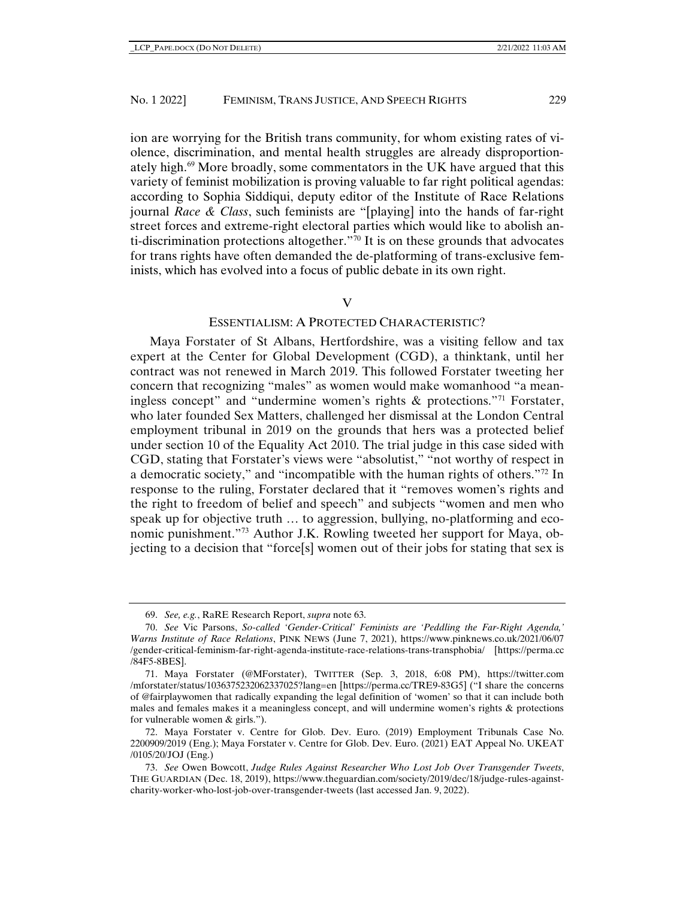ion are worrying for the British trans community, for whom existing rates of violence, discrimination, and mental health struggles are already disproportionately high.[69] More broadly, some commentators in the UK have argued that this variety of feminist mobilization is proving valuable to far right political agendas: according to Sophia Siddiqui, deputy editor of the Institute of Race Relations journal *Race & Class*, such feminists are "[playing] into the hands of far-right street forces and extreme-right electoral parties which would like to abolish anti-discrimination protections altogether."[70] It is on these grounds that advocates for trans rights have often demanded the de-platforming of trans-exclusive feminists, which has evolved into a focus of public debate in its own right.

## V

## ESSENTIALISM: A PROTECTED CHARACTERISTIC?

Maya Forstater of St Albans, Hertfordshire, was a visiting fellow and tax expert at the Center for Global Development (CGD), a thinktank, until her contract was not renewed in March 2019. This followed Forstater tweeting her concern that recognizing "males" as women would make womanhood "a meaningless concept" and "undermine women's rights & protections."[71] Forstater, who later founded Sex Matters, challenged her dismissal at the London Central employment tribunal in 2019 on the grounds that hers was a protected belief under section 10 of the Equality Act 2010. The trial judge in this case sided with CGD, stating that Forstater's views were "absolutist," "not worthy of respect in a democratic society," and "incompatible with the human rights of others."[72] In response to the ruling, Forstater declared that it "removes women's rights and the right to freedom of belief and speech" and subjects "women and men who speak up for objective truth … to aggression, bullying, no-platforming and economic punishment."[73] Author J.K. Rowling tweeted her support for Maya, objecting to a decision that "force[s] women out of their jobs for stating that sex is

---

69. *See, e.g.*, RaRE Research Report, *supra* note 63.

70. *See* Vic Parsons, *So-called 'Gender-Critical' Feminists are 'Peddling the Far-Right Agenda,' Warns Institute of Race Relations*, PINK NEWS (June 7, 2021), https://www.pinknews.co.uk/2021/06/07/gender-critical-feminism-far-right-agenda-institute-race-relations-trans-transphobia/ [https://perma.cc/84F5-8BES].

71. Maya Forstater (@MForstater), TWITTER (Sep. 3, 2018, 6:08 PM), https://twitter.com/mforstater/status/1036375232062337025?lang=en [https://perma.cc/TRE9-83G5] ("I share the concerns of @fairplaywomen that radically expanding the legal definition of 'woman' so that it can include both males and females makes it a meaningless concept, and will undermine women's rights & protections for vulnerable women & girls.").

72. Maya Forstater v. Centre for Glob. Dev. Euro. (2019) Employment Tribunals Case No. 2200909/2019 (Eng.); Maya Forstater v. Centre for Glob. Dev. Euro. (2021) EAT Appeal No. UKEAT/0105/20/JOJ (Eng.)

73. *See* Owen Bowcott, *Judge Rules Against Researcher Who Lost Job Over Transgender Tweets*, THE GUARDIAN (Dec. 18, 2019), https://www.theguardian.com/society/2019/dec/18/judge-rules-against-charity-worker-who-lost-job-over-transgender-tweets (last accessed Jan. 9, 2022).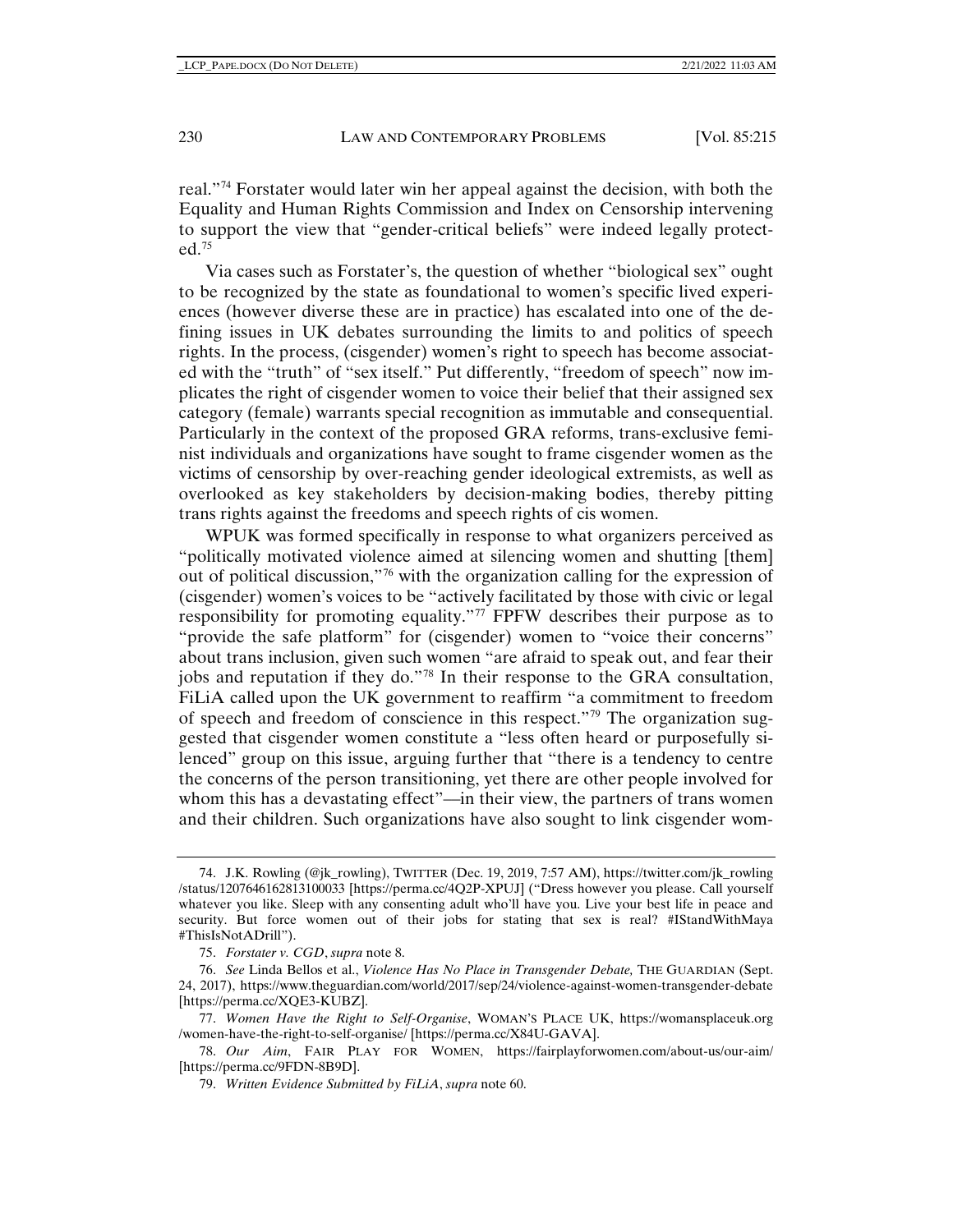real."[74] Forstater would later win her appeal against the decision, with both the Equality and Human Rights Commission and Index on Censorship intervening to support the view that "gender-critical beliefs" were indeed legally protected.[75]

Via cases such as Forstater's, the question of whether "biological sex" ought to be recognized by the state as foundational to women's specific lived experiences (however diverse these are in practice) has escalated into one of the defining issues in UK debates surrounding the limits to and politics of speech rights. In the process, (cisgender) women's right to speech has become associated with the "truth" of "sex itself." Put differently, "freedom of speech" now implicates the right of cisgender women to voice their belief that their assigned sex category (female) warrants special recognition as immutable and consequential. Particularly in the context of the proposed GRA reforms, trans-exclusive feminist individuals and organizations have sought to frame cisgender women as the victims of censorship by over-reaching gender ideological extremists, as well as overlooked as key stakeholders by decision-making bodies, thereby pitting trans rights against the freedoms and speech rights of cis women.

WPUK was formed specifically in response to what organizers perceived as "politically motivated violence aimed at silencing women and shutting [them] out of political discussion,"[76] with the organization calling for the expression of (cisgender) women's voices to be "actively facilitated by those with civic or legal responsibility for promoting equality."[77] FPFW describes their purpose as to "provide the safe platform" for (cisgender) women to "voice their concerns" about trans inclusion, given such women "are afraid to speak out, and fear their jobs and reputation if they do."[78] In their response to the GRA consultation, FiLiA called upon the UK government to reaffirm "a commitment to freedom of speech and freedom of conscience in this respect."[79] The organization suggested that cisgender women constitute a "less often heard or purposefully silenced" group on this issue, arguing further that "there is a tendency to centre the concerns of the person transitioning, yet there are other people involved for whom this has a devastating effect"—in their view, the partners of trans women and their children. Such organizations have also sought to link cisgender wom-

---

74. J.K. Rowling (@jk_rowling), TWITTER (Dec. 19, 2019, 7:57 AM), https://twitter.com/jk_rowling/status/1207646162813100033 [https://perma.cc/4Q2P-XPUJ] ("Dress however you please. Call yourself whatever you like. Sleep with any consenting adult who'll have you. Live your best life in peace and security. But force women out of their jobs for stating that sex is real? #IStandWithMaya #ThisIsNotADrill").

75. *Forstater v. CGD*, *supra* note 8.

76. *See* Linda Bellos et al., *Violence Has No Place in Transgender Debate,* THE GUARDIAN (Sept. 24, 2017), https://www.theguardian.com/world/2017/sep/24/violence-against-women-transgender-debate [https://perma.cc/XQE3-KUBZ].

77. *Women Have the Right to Self-Organise*, WOMAN'S PLACE UK, https://womansplaceuk.org/women-have-the-right-to-self-organise/ [https://perma.cc/X84U-GAVA].

78. *Our Aim*, FAIR PLAY FOR WOMEN, https://fairplayforwomen.com/about-us/our-aim/ [https://perma.cc/9FDN-8B9D].

79. *Written Evidence Submitted by FiLiA*, *supra* note 60.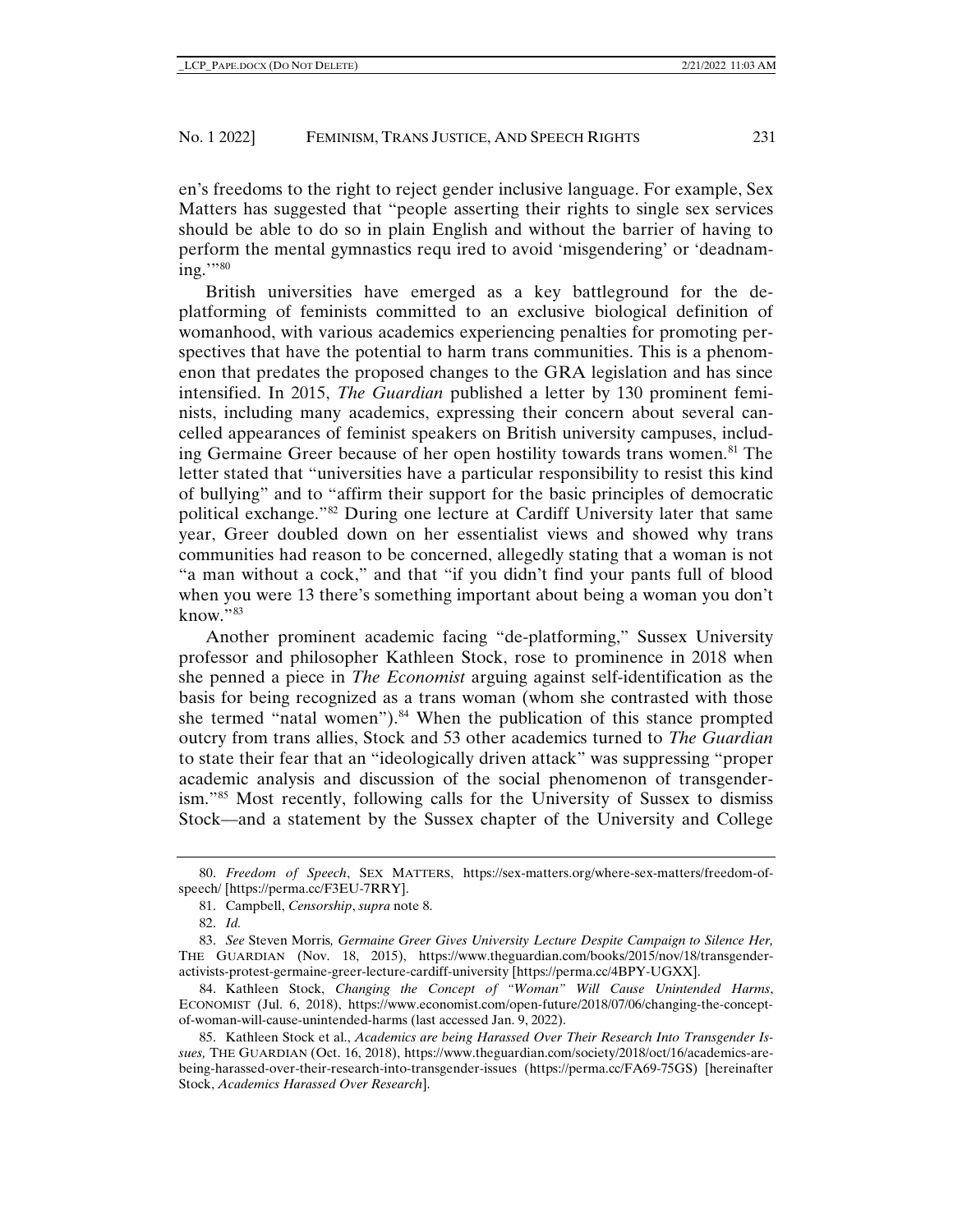en's freedoms to the right to reject gender inclusive language. For example, Sex Matters has suggested that "people asserting their rights to single sex services should be able to do so in plain English and without the barrier of having to perform the mental gymnastics requ ired to avoid 'misgendering' or 'deadnaming.'"[80]

British universities have emerged as a key battleground for the de-platforming of feminists committed to an exclusive biological definition of womanhood, with various academics experiencing penalties for promoting perspectives that have the potential to harm trans communities. This is a phenomenon that predates the proposed changes to the GRA legislation and has since intensified. In 2015, *The Guardian* published a letter by 130 prominent feminists, including many academics, expressing their concern about several cancelled appearances of feminist speakers on British university campuses, including Germaine Greer because of her open hostility towards trans women.[81] The letter stated that "universities have a particular responsibility to resist this kind of bullying" and to "affirm their support for the basic principles of democratic political exchange."[82] During one lecture at Cardiff University later that same year, Greer doubled down on her essentialist views and showed why trans communities had reason to be concerned, allegedly stating that a woman is not "a man without a cock," and that "if you didn't find your pants full of blood when you were 13 there's something important about being a woman you don't know."[83]

Another prominent academic facing "de-platforming," Sussex University professor and philosopher Kathleen Stock, rose to prominence in 2018 when she penned a piece in *The Economist* arguing against self-identification as the basis for being recognized as a trans woman (whom she contrasted with those she termed "natal women").[84] When the publication of this stance prompted outcry from trans allies, Stock and 53 other academics turned to *The Guardian* to state their fear that an "ideologically driven attack" was suppressing "proper academic analysis and discussion of the social phenomenon of transgenderism."[85] Most recently, following calls for the University of Sussex to dismiss Stock—and a statement by the Sussex chapter of the University and College

---

80. *Freedom of Speech*, SEX MATTERS, https://sex-matters.org/where-sex-matters/freedom-of-speech/ [https://perma.cc/F3EU-7RRY].

81. Campbell, *Censorship*, *supra* note 8.

82. *Id.*

83. *See* Steven Morris*, Germaine Greer Gives University Lecture Despite Campaign to Silence Her,* THE GUARDIAN (Nov. 18, 2015), https://www.theguardian.com/books/2015/nov/18/transgender-activists-protest-germaine-greer-lecture-cardiff-university [https://perma.cc/4BPY-UGXX].

84. Kathleen Stock, *Changing the Concept of "Woman" Will Cause Unintended Harms*, ECONOMIST (Jul. 6, 2018), https://www.economist.com/open-future/2018/07/06/changing-the-concept-of-woman-will-cause-unintended-harms (last accessed Jan. 9, 2022).

85. Kathleen Stock et al., *Academics are being Harassed Over Their Research Into Transgender Issues,* THE GUARDIAN (Oct. 16, 2018), https://www.theguardian.com/society/2018/oct/16/academics-are-being-harassed-over-their-research-into-transgender-issues (https://perma.cc/FA69-75GS) [hereinafter Stock, *Academics Harassed Over Research*].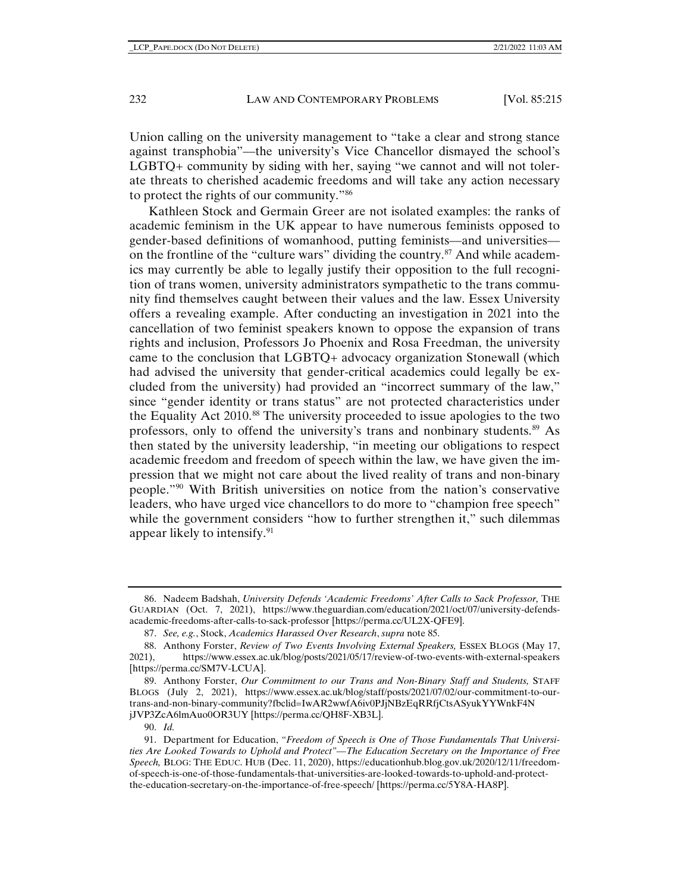Union calling on the university management to "take a clear and strong stance against transphobia"—the university's Vice Chancellor dismayed the school's LGBTQ+ community by siding with her, saying "we cannot and will not tolerate threats to cherished academic freedoms and will take any action necessary to protect the rights of our community."[86]

Kathleen Stock and Germain Greer are not isolated examples: the ranks of academic feminism in the UK appear to have numerous feminists opposed to gender-based definitions of womanhood, putting feminists—and universities—on the frontline of the "culture wars" dividing the country.[87] And while academics may currently be able to legally justify their opposition to the full recognition of trans women, university administrators sympathetic to the trans community find themselves caught between their values and the law. Essex University offers a revealing example. After conducting an investigation in 2021 into the cancellation of two feminist speakers known to oppose the expansion of trans rights and inclusion, Professors Jo Phoenix and Rosa Freedman, the university came to the conclusion that LGBTQ+ advocacy organization Stonewall (which had advised the university that gender-critical academics could legally be excluded from the university) had provided an "incorrect summary of the law," since "gender identity or trans status" are not protected characteristics under the Equality Act 2010.[88] The university proceeded to issue apologies to the two professors, only to offend the university's trans and nonbinary students.[89] As then stated by the university leadership, "in meeting our obligations to respect academic freedom and freedom of speech within the law, we have given the impression that we might not care about the lived reality of trans and non-binary people."[90] With British universities on notice from the nation's conservative leaders, who have urged vice chancellors to do more to "champion free speech" while the government considers "how to further strengthen it," such dilemmas appear likely to intensify.[91]

---

86. Nadeem Badshah, *University Defends 'Academic Freedoms' After Calls to Sack Professor,* THE GUARDIAN (Oct. 7, 2021), https://www.theguardian.com/education/2021/oct/07/university-defends-academic-freedoms-after-calls-to-sack-professor [https://perma.cc/UL2X-QFE9].

87. *See, e.g.*, Stock, *Academics Harassed Over Research*, *supra* note 85.

88. Anthony Forster, *Review of Two Events Involving External Speakers,* ESSEX BLOGS (May 17, 2021), https://www.essex.ac.uk/blog/posts/2021/05/17/review-of-two-events-with-external-speakers [https://perma.cc/SM7V-LCUA].

89. Anthony Forster, *Our Commitment to our Trans and Non-Binary Staff and Students,* STAFF BLOGS (July 2, 2021), https://www.essex.ac.uk/blog/staff/posts/2021/07/02/our-commitment-to-our-trans-and-non-binary-community?fbclid=IwAR2wwfA6iv0PJjNBzEqRRfjCtsASyukYYWnkF4NjJVP3ZcA6lmAuo0OR3UY [https://perma.cc/QH8F-XB3L].

90. *Id.*

91. Department for Education, *"Freedom of Speech is One of Those Fundamentals That Universities Are Looked Towards to Uphold and Protect"—The Education Secretary on the Importance of Free Speech,* BLOG: THE EDUC. HUB (Dec. 11, 2020), https://educationhub.blog.gov.uk/2020/12/11/freedom-of-speech-is-one-of-those-fundamentals-that-universities-are-looked-towards-to-uphold-and-protect-the-education-secretary-on-the-importance-of-free-speech/ [https://perma.cc/5Y8A-HA8P].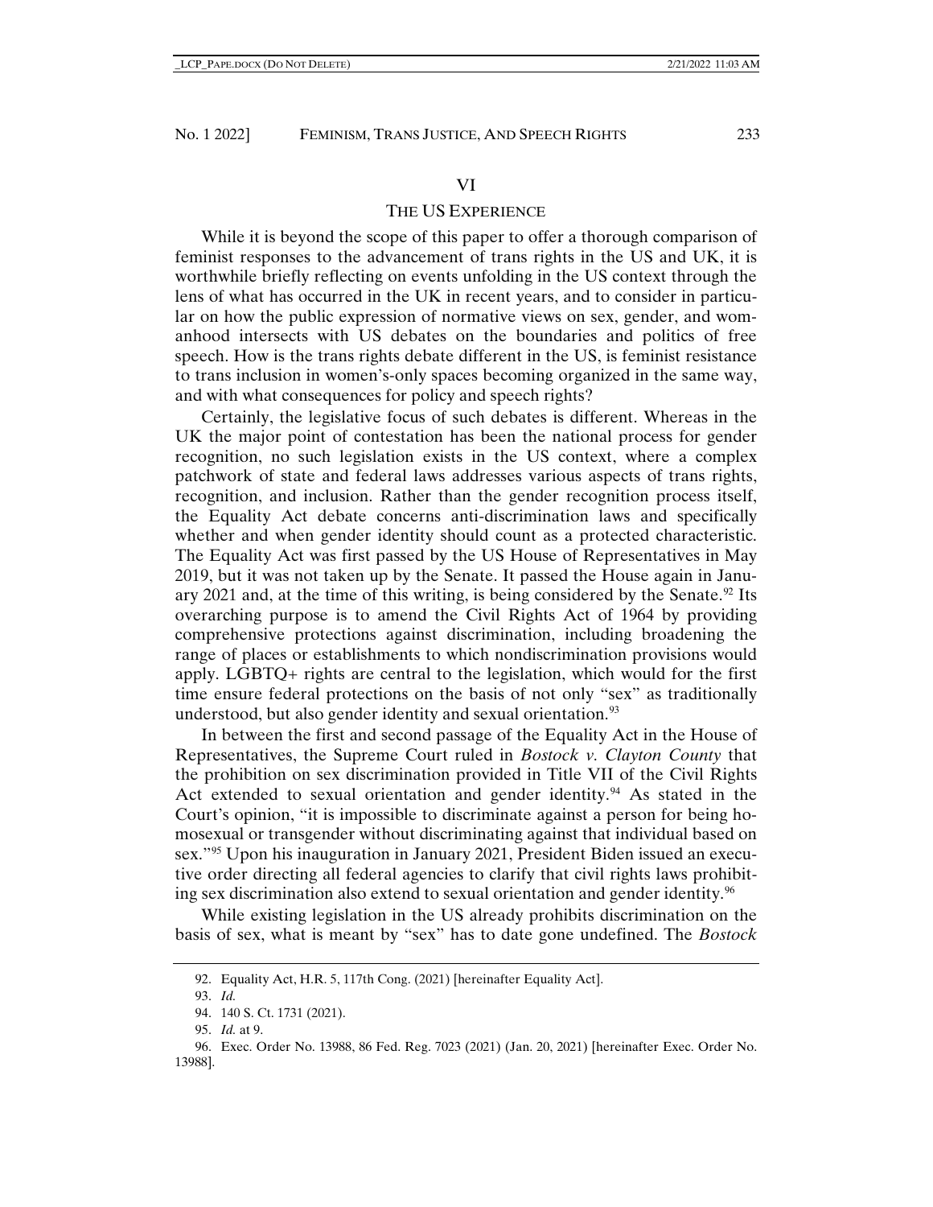## VI

## THE US EXPERIENCE

While it is beyond the scope of this paper to offer a thorough comparison of feminist responses to the advancement of trans rights in the US and UK, it is worthwhile briefly reflecting on events unfolding in the US context through the lens of what has occurred in the UK in recent years, and to consider in particular on how the public expression of normative views on sex, gender, and womanhood intersects with US debates on the boundaries and politics of free speech. How is the trans rights debate different in the US, is feminist resistance to trans inclusion in women's-only spaces becoming organized in the same way, and with what consequences for policy and speech rights?

Certainly, the legislative focus of such debates is different. Whereas in the UK the major point of contestation has been the national process for gender recognition, no such legislation exists in the US context, where a complex patchwork of state and federal laws addresses various aspects of trans rights, recognition, and inclusion. Rather than the gender recognition process itself, the Equality Act debate concerns anti-discrimination laws and specifically whether and when gender identity should count as a protected characteristic. The Equality Act was first passed by the US House of Representatives in May 2019, but it was not taken up by the Senate. It passed the House again in January 2021 and, at the time of this writing, is being considered by the Senate.[92] Its overarching purpose is to amend the Civil Rights Act of 1964 by providing comprehensive protections against discrimination, including broadening the range of places or establishments to which nondiscrimination provisions would apply. LGBTQ+ rights are central to the legislation, which would for the first time ensure federal protections on the basis of not only "sex" as traditionally understood, but also gender identity and sexual orientation.[93]

In between the first and second passage of the Equality Act in the House of Representatives, the Supreme Court ruled in *Bostock v. Clayton County* that the prohibition on sex discrimination provided in Title VII of the Civil Rights Act extended to sexual orientation and gender identity.[94] As stated in the Court's opinion, "it is impossible to discriminate against a person for being homosexual or transgender without discriminating against that individual based on sex."[95] Upon his inauguration in January 2021, President Biden issued an executive order directing all federal agencies to clarify that civil rights laws prohibiting sex discrimination also extend to sexual orientation and gender identity.[96]

While existing legislation in the US already prohibits discrimination on the basis of sex, what is meant by "sex" has to date gone undefined. The *Bostock*

---

92. Equality Act, H.R. 5, 117th Cong. (2021) [hereinafter Equality Act].

93. *Id.*

94. 140 S. Ct. 1731 (2021).

95. *Id.* at 9.

96. Exec. Order No. 13988, 86 Fed. Reg. 7023 (2021) (Jan. 20, 2021) [hereinafter Exec. Order No. 13988].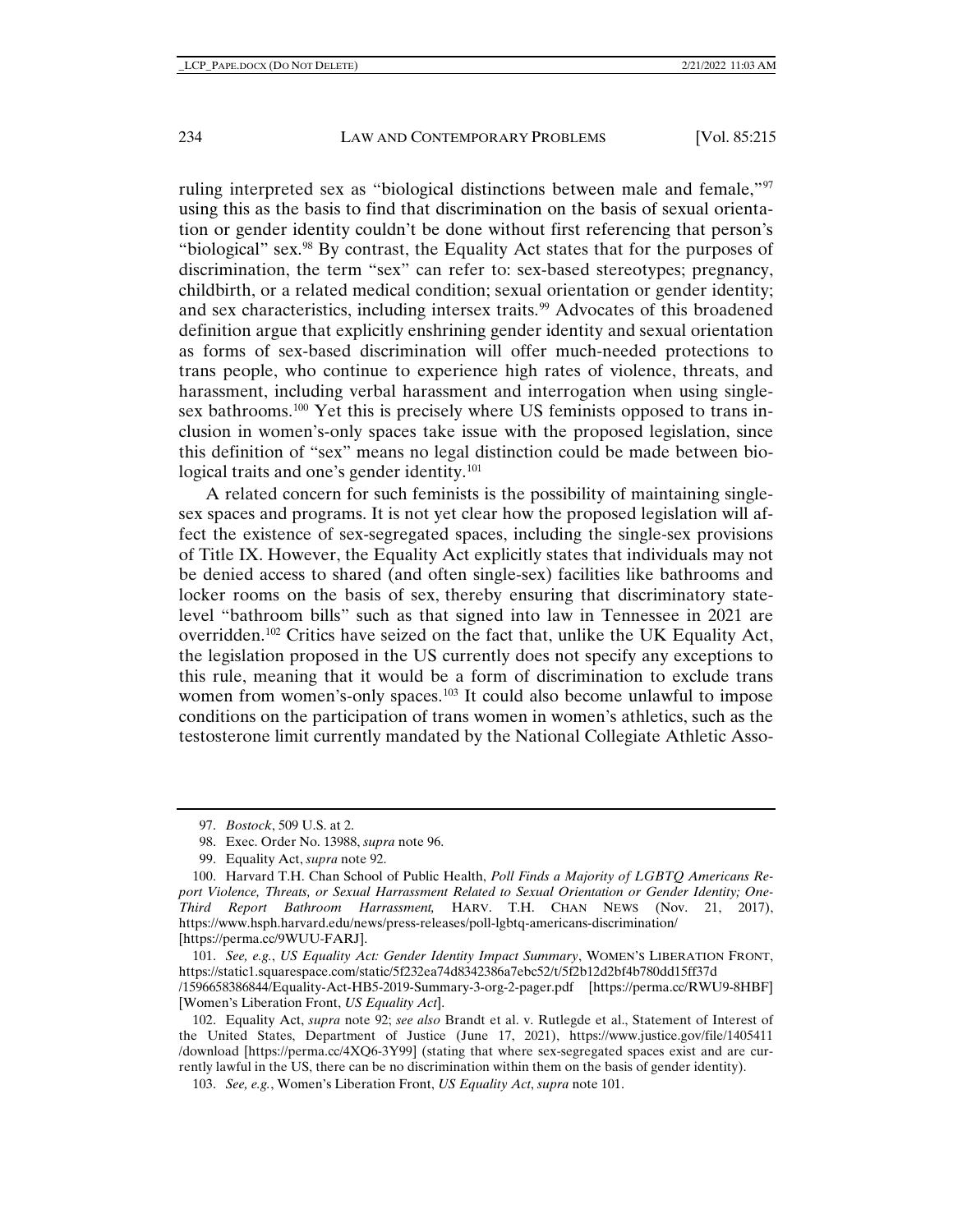ruling interpreted sex as "biological distinctions between male and female,"[97] using this as the basis to find that discrimination on the basis of sexual orientation or gender identity couldn't be done without first referencing that person's "biological" sex.[98] By contrast, the Equality Act states that for the purposes of discrimination, the term "sex" can refer to: sex-based stereotypes; pregnancy, childbirth, or a related medical condition; sexual orientation or gender identity; and sex characteristics, including intersex traits.[99] Advocates of this broadened definition argue that explicitly enshrining gender identity and sexual orientation as forms of sex-based discrimination will offer much-needed protections to trans people, who continue to experience high rates of violence, threats, and harassment, including verbal harassment and interrogation when using single-sex bathrooms.[100] Yet this is precisely where US feminists opposed to trans inclusion in women's-only spaces take issue with the proposed legislation, since this definition of "sex" means no legal distinction could be made between biological traits and one's gender identity.[101]

A related concern for such feminists is the possibility of maintaining single-sex spaces and programs. It is not yet clear how the proposed legislation will affect the existence of sex-segregated spaces, including the single-sex provisions of Title IX. However, the Equality Act explicitly states that individuals may not be denied access to shared (and often single-sex) facilities like bathrooms and locker rooms on the basis of sex, thereby ensuring that discriminatory state-level "bathroom bills" such as that signed into law in Tennessee in 2021 are overridden.[102] Critics have seized on the fact that, unlike the UK Equality Act, the legislation proposed in the US currently does not specify any exceptions to this rule, meaning that it would be a form of discrimination to exclude trans women from women's-only spaces.[103] It could also become unlawful to impose conditions on the participation of trans women in women's athletics, such as the testosterone limit currently mandated by the National Collegiate Athletic Asso-

---

97. *Bostock*, 509 U.S. at 2.

98. Exec. Order No. 13988, *supra* note 96.

99. Equality Act, *supra* note 92.

100. Harvard T.H. Chan School of Public Health, *Poll Finds a Majority of LGBTQ Americans Report Violence, Threats, or Sexual Harrassment Related to Sexual Orientation or Gender Identity; One-Third Report Bathroom Harrassment,* HARV. T.H. CHAN NEWS (Nov. 21, 2017), https://www.hsph.harvard.edu/news/press-releases/poll-lgbtq-americans-discrimination/ [https://perma.cc/9WUU-FARJ].

101. *See, e.g.*, *US Equality Act: Gender Identity Impact Summary*, WOMEN'S LIBERATION FRONT, https://static1.squarespace.com/static/5f232ea74d8342386a7ebc52/t/5f2b12d2bf4b780dd15ff37d/1596658386844/Equality-Act-HB5-2019-Summary-3-org-2-pager.pdf [https://perma.cc/RWU9-8HBF] [Women's Liberation Front, *US Equality Act*].

102. Equality Act, *supra* note 92; *see also* Brandt et al. v. Rutlegde et al., Statement of Interest of the United States, Department of Justice (June 17, 2021), https://www.justice.gov/file/1405411/download [https://perma.cc/4XQ6-3Y99] (stating that where sex-segregated spaces exist and are currently lawful in the US, there can be no discrimination within them on the basis of gender identity).

103. *See, e.g.*, Women's Liberation Front, *US Equality Act*, *supra* note 101.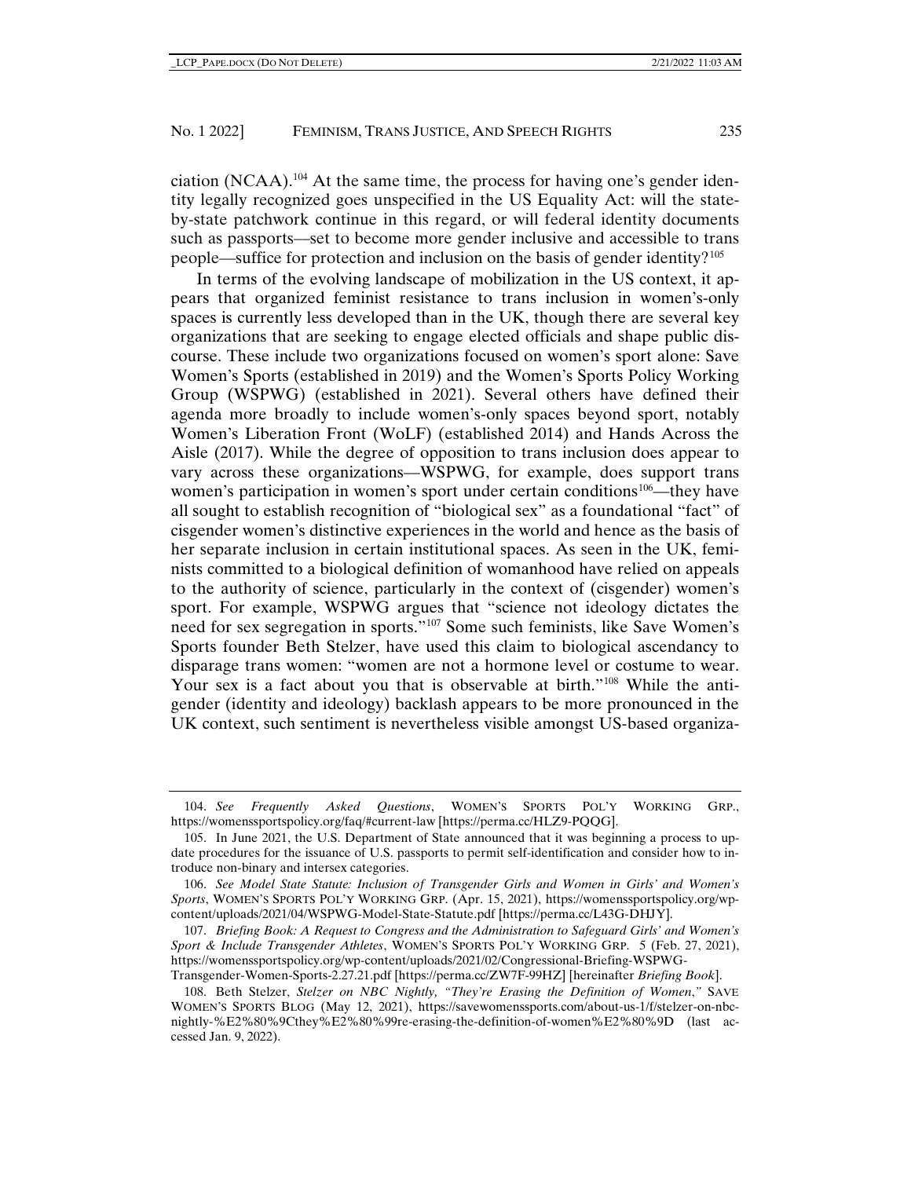ciation (NCAA).[104] At the same time, the process for having one's gender identity legally recognized goes unspecified in the US Equality Act: will the state-by-state patchwork continue in this regard, or will federal identity documents such as passports—set to become more gender inclusive and accessible to trans people—suffice for protection and inclusion on the basis of gender identity?[105]

In terms of the evolving landscape of mobilization in the US context, it appears that organized feminist resistance to trans inclusion in women's-only spaces is currently less developed than in the UK, though there are several key organizations that are seeking to engage elected officials and shape public discourse. These include two organizations focused on women's sport alone: Save Women's Sports (established in 2019) and the Women's Sports Policy Working Group (WSPWG) (established in 2021). Several others have defined their agenda more broadly to include women's-only spaces beyond sport, notably Women's Liberation Front (WoLF) (established 2014) and Hands Across the Aisle (2017). While the degree of opposition to trans inclusion does appear to vary across these organizations—WSPWG, for example, does support trans women's participation in women's sport under certain conditions[106]—they have all sought to establish recognition of "biological sex" as a foundational "fact" of cisgender women's distinctive experiences in the world and hence as the basis of her separate inclusion in certain institutional spaces. As seen in the UK, feminists committed to a biological definition of womanhood have relied on appeals to the authority of science, particularly in the context of (cisgender) women's sport. For example, WSPWG argues that "science not ideology dictates the need for sex segregation in sports."[107] Some such feminists, like Save Women's Sports founder Beth Stelzer, have used this claim to biological ascendancy to disparage trans women: "women are not a hormone level or costume to wear. Your sex is a fact about you that is observable at birth."[108] While the anti-gender (identity and ideology) backlash appears to be more pronounced in the UK context, such sentiment is nevertheless visible amongst US-based organiza-

---

104. *See Frequently Asked Questions*, WOMEN'S SPORTS POL'Y WORKING GRP., https://womenssportspolicy.org/faq/#current-law [https://perma.cc/HLZ9-PQQG].

105. In June 2021, the U.S. Department of State announced that it was beginning a process to update procedures for the issuance of U.S. passports to permit self-identification and consider how to introduce non-binary and intersex categories.

106. *See Model State Statute: Inclusion of Transgender Girls and Women in Girls' and Women's Sports*, WOMEN'S SPORTS POL'Y WORKING GRP. (Apr. 15, 2021), https://womenssportspolicy.org/wp-content/uploads/2021/04/WSPWG-Model-State-Statute.pdf [https://perma.cc/L43G-DHJY].

107. *Briefing Book: A Request to Congress and the Administration to Safeguard Girls' and Women's Sport & Include Transgender Athletes*, WOMEN'S SPORTS POL'Y WORKING GRP. 5 (Feb. 27, 2021), https://womenssportspolicy.org/wp-content/uploads/2021/02/Congressional-Briefing-WSPWG-Transgender-Women-Sports-2.27.21.pdf [https://perma.cc/ZW7F-99HZ] [hereinafter *Briefing Book*].

108. Beth Stelzer, *Stelzer on NBC Nightly, "They're Erasing the Definition of Women*,*"* SAVE WOMEN'S SPORTS BLOG (May 12, 2021), https://savewomenssports.com/about-us-1/f/stelzer-on-nbc-nightly-%E2%80%9Cthey%E2%80%99re-erasing-the-definition-of-women%E2%80%9D (last accessed Jan. 9, 2022).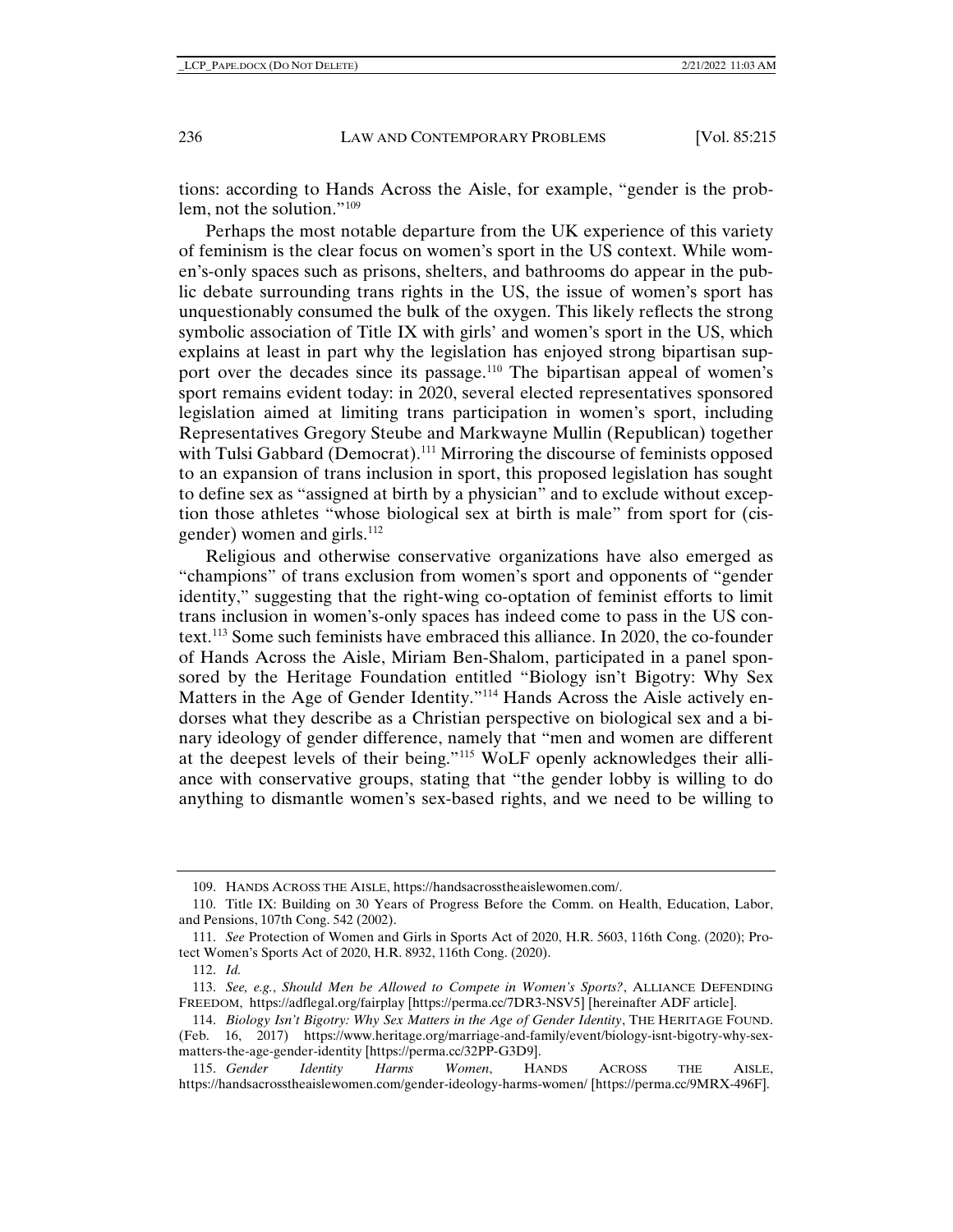tions: according to Hands Across the Aisle, for example, "gender is the problem, not the solution."[109]

Perhaps the most notable departure from the UK experience of this variety of feminism is the clear focus on women's sport in the US context. While women's-only spaces such as prisons, shelters, and bathrooms do appear in the public debate surrounding trans rights in the US, the issue of women's sport has unquestionably consumed the bulk of the oxygen. This likely reflects the strong symbolic association of Title IX with girls' and women's sport in the US, which explains at least in part why the legislation has enjoyed strong bipartisan support over the decades since its passage.[110] The bipartisan appeal of women's sport remains evident today: in 2020, several elected representatives sponsored legislation aimed at limiting trans participation in women's sport, including Representatives Gregory Steube and Markwayne Mullin (Republican) together with Tulsi Gabbard (Democrat).[111] Mirroring the discourse of feminists opposed to an expansion of trans inclusion in sport, this proposed legislation has sought to define sex as "assigned at birth by a physician" and to exclude without exception those athletes "whose biological sex at birth is male" from sport for (cisgender) women and girls.[112]

Religious and otherwise conservative organizations have also emerged as "champions" of trans exclusion from women's sport and opponents of "gender identity," suggesting that the right-wing co-optation of feminist efforts to limit trans inclusion in women's-only spaces has indeed come to pass in the US context.[113] Some such feminists have embraced this alliance. In 2020, the co-founder of Hands Across the Aisle, Miriam Ben-Shalom, participated in a panel sponsored by the Heritage Foundation entitled "Biology isn't Bigotry: Why Sex Matters in the Age of Gender Identity."[114] Hands Across the Aisle actively endorses what they describe as a Christian perspective on biological sex and a binary ideology of gender difference, namely that "men and women are different at the deepest levels of their being."[115] WoLF openly acknowledges their alliance with conservative groups, stating that "the gender lobby is willing to do anything to dismantle women's sex-based rights, and we need to be willing to

---

109. HANDS ACROSS THE AISLE, https://handsacrosstheaislewomen.com/.

110. Title IX: Building on 30 Years of Progress Before the Comm. on Health, Education, Labor, and Pensions, 107th Cong. 542 (2002).

111. *See* Protection of Women and Girls in Sports Act of 2020, H.R. 5603, 116th Cong. (2020); Protect Women's Sports Act of 2020, H.R. 8932, 116th Cong. (2020).

112. *Id.*

113. *See, e.g.*, *Should Men be Allowed to Compete in Women's Sports?*, ALLIANCE DEFENDING FREEDOM, https://adflegal.org/fairplay [https://perma.cc/7DR3-NSV5] [hereinafter ADF article].

114. *Biology Isn't Bigotry: Why Sex Matters in the Age of Gender Identity*, THE HERITAGE FOUND. (Feb. 16, 2017) https://www.heritage.org/marriage-and-family/event/biology-isnt-bigotry-why-sex-matters-the-age-gender-identity [https://perma.cc/32PP-G3D9].

115. *Gender Identity Harms Women*, HANDS ACROSS THE AISLE, https://handsacrosstheaislewomen.com/gender-ideology-harms-women/ [https://perma.cc/9MRX-496F].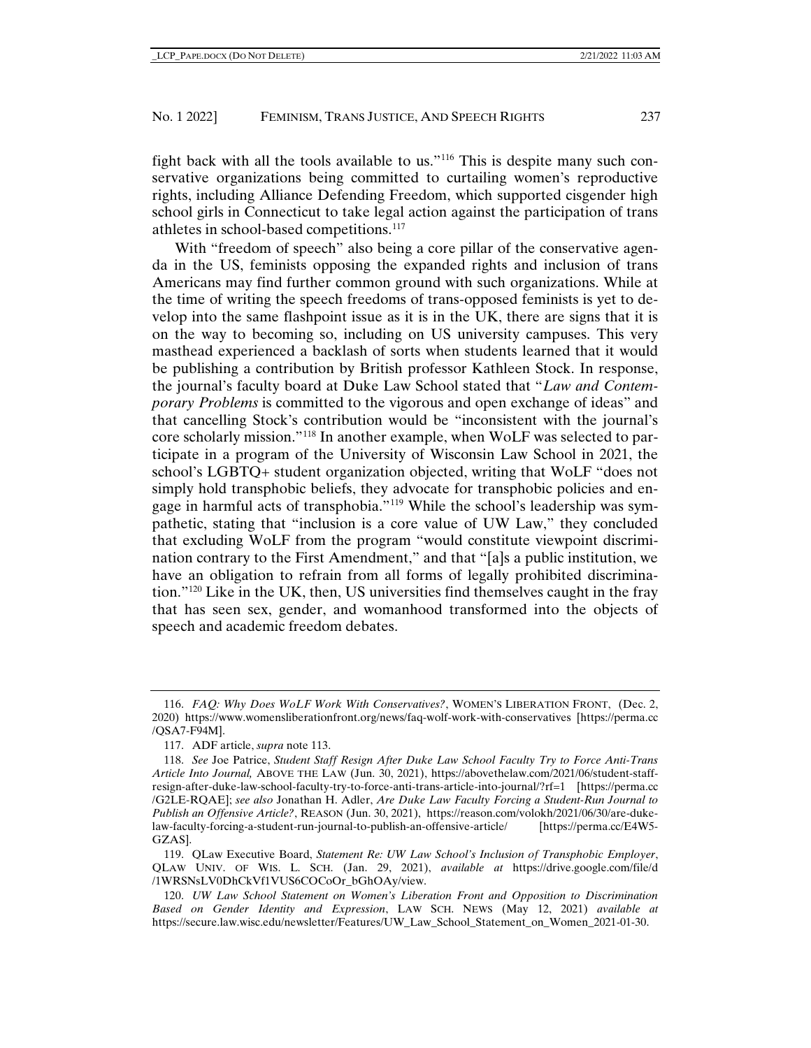fight back with all the tools available to us."[116] This is despite many such conservative organizations being committed to curtailing women's reproductive rights, including Alliance Defending Freedom, which supported cisgender high school girls in Connecticut to take legal action against the participation of trans athletes in school-based competitions.[117]

With "freedom of speech" also being a core pillar of the conservative agenda in the US, feminists opposing the expanded rights and inclusion of trans Americans may find further common ground with such organizations. While at the time of writing the speech freedoms of trans-opposed feminists is yet to develop into the same flashpoint issue as it is in the UK, there are signs that it is on the way to becoming so, including on US university campuses. This very masthead experienced a backlash of sorts when students learned that it would be publishing a contribution by British professor Kathleen Stock. In response, the journal's faculty board at Duke Law School stated that "*Law and Contemporary Problems* is committed to the vigorous and open exchange of ideas" and that cancelling Stock's contribution would be "inconsistent with the journal's core scholarly mission."[118] In another example, when WoLF was selected to participate in a program of the University of Wisconsin Law School in 2021, the school's LGBTQ+ student organization objected, writing that WoLF "does not simply hold transphobic beliefs, they advocate for transphobic policies and engage in harmful acts of transphobia."[119] While the school's leadership was sympathetic, stating that "inclusion is a core value of UW Law," they concluded that excluding WoLF from the program "would constitute viewpoint discrimination contrary to the First Amendment," and that "[a]s a public institution, we have an obligation to refrain from all forms of legally prohibited discrimination."[120] Like in the UK, then, US universities find themselves caught in the fray that has seen sex, gender, and womanhood transformed into the objects of speech and academic freedom debates.

---

116. *FAQ: Why Does WoLF Work With Conservatives?*, WOMEN'S LIBERATION FRONT, (Dec. 2, 2020) https://www.womensliberationfront.org/news/faq-wolf-work-with-conservatives [https://perma.cc/QSA7-F94M].

117. ADF article, *supra* note 113.

118. *See* Joe Patrice, *Student Staff Resign After Duke Law School Faculty Try to Force Anti-Trans Article Into Journal,* ABOVE THE LAW (Jun. 30, 2021), https://abovethelaw.com/2021/06/student-staff-resign-after-duke-law-school-faculty-try-to-force-anti-trans-article-into-journal/?rf=1 [https://perma.cc/G2LE-RQAE]; *see also* Jonathan H. Adler, *Are Duke Law Faculty Forcing a Student-Run Journal to Publish an Offensive Article?*, REASON (Jun. 30, 2021), https://reason.com/volokh/2021/06/30/are-duke-law-faculty-forcing-a-student-run-journal-to-publish-an-offensive-article/ [https://perma.cc/E4W5-GZAS].

119. QLaw Executive Board, *Statement Re: UW Law School's Inclusion of Transphobic Employer*, QLAW UNIV. OF WIS. L. SCH. (Jan. 29, 2021), *available at* https://drive.google.com/file/d/1WRSNsLV0DhCkVf1VUS6COCoOr_bGhOAy/view.

120. *UW Law School Statement on Women's Liberation Front and Opposition to Discrimination Based on Gender Identity and Expression*, LAW SCH. NEWS (May 12, 2021) *available at* https://secure.law.wisc.edu/newsletter/Features/UW_Law_School_Statement_on_Women_2021-01-30.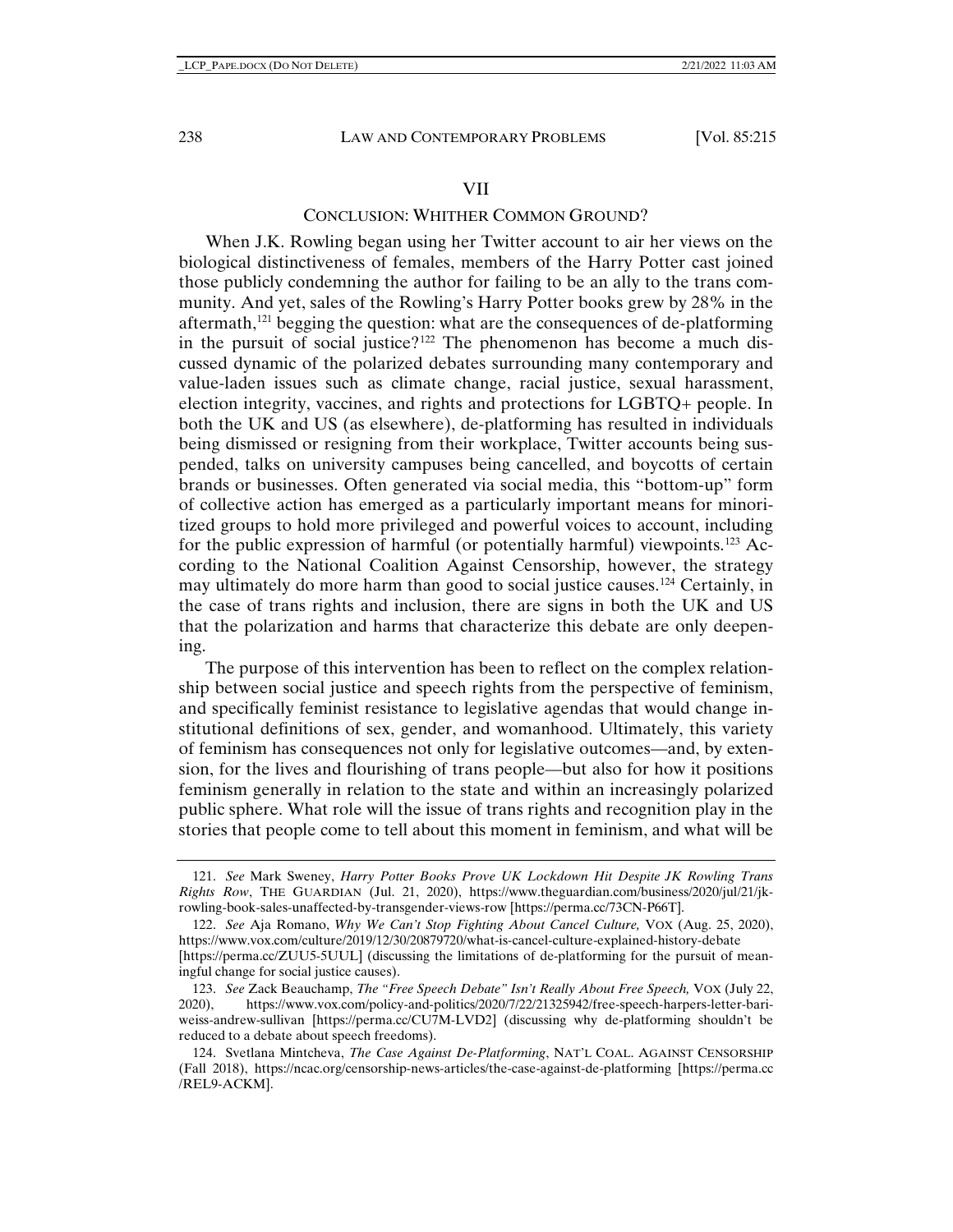## VII

## CONCLUSION: WHITHER COMMON GROUND?

When J.K. Rowling began using her Twitter account to air her views on the biological distinctiveness of females, members of the Harry Potter cast joined those publicly condemning the author for failing to be an ally to the trans community. And yet, sales of the Rowling's Harry Potter books grew by 28% in the aftermath,[121] begging the question: what are the consequences of de-platforming in the pursuit of social justice?[122] The phenomenon has become a much discussed dynamic of the polarized debates surrounding many contemporary and value-laden issues such as climate change, racial justice, sexual harassment, election integrity, vaccines, and rights and protections for LGBTQ+ people. In both the UK and US (as elsewhere), de-platforming has resulted in individuals being dismissed or resigning from their workplace, Twitter accounts being suspended, talks on university campuses being cancelled, and boycotts of certain brands or businesses. Often generated via social media, this "bottom-up" form of collective action has emerged as a particularly important means for minoritized groups to hold more privileged and powerful voices to account, including for the public expression of harmful (or potentially harmful) viewpoints.[123] According to the National Coalition Against Censorship, however, the strategy may ultimately do more harm than good to social justice causes.[124] Certainly, in the case of trans rights and inclusion, there are signs in both the UK and US that the polarization and harms that characterize this debate are only deepening.

The purpose of this intervention has been to reflect on the complex relationship between social justice and speech rights from the perspective of feminism, and specifically feminist resistance to legislative agendas that would change institutional definitions of sex, gender, and womanhood. Ultimately, this variety of feminism has consequences not only for legislative outcomes—and, by extension, for the lives and flourishing of trans people—but also for how it positions feminism generally in relation to the state and within an increasingly polarized public sphere. What role will the issue of trans rights and recognition play in the stories that people come to tell about this moment in feminism, and what will be

---

121. *See* Mark Sweney, *Harry Potter Books Prove UK Lockdown Hit Despite JK Rowling Trans Rights Row*, THE GUARDIAN (Jul. 21, 2020), https://www.theguardian.com/business/2020/jul/21/jk-rowling-book-sales-unaffected-by-transgender-views-row [https://perma.cc/73CN-P66T].

122. *See* Aja Romano, *Why We Can't Stop Fighting About Cancel Culture,* VOX (Aug. 25, 2020), https://www.vox.com/culture/2019/12/30/20879720/what-is-cancel-culture-explained-history-debate [https://perma.cc/ZUU5-5UUL] (discussing the limitations of de-platforming for the pursuit of meaningful change for social justice causes).

123. *See* Zack Beauchamp, *The "Free Speech Debate" Isn't Really About Free Speech,* VOX (July 22, 2020), https://www.vox.com/policy-and-politics/2020/7/22/21325942/free-speech-harpers-letter-bari-weiss-andrew-sullivan [https://perma.cc/CU7M-LVD2] (discussing why de-platforming shouldn't be reduced to a debate about speech freedoms).

124. Svetlana Mintcheva, *The Case Against De-Platforming*, NAT'L COAL. AGAINST CENSORSHIP (Fall 2018), https://ncac.org/censorship-news-articles/the-case-against-de-platforming [https://perma.cc/REL9-ACKM].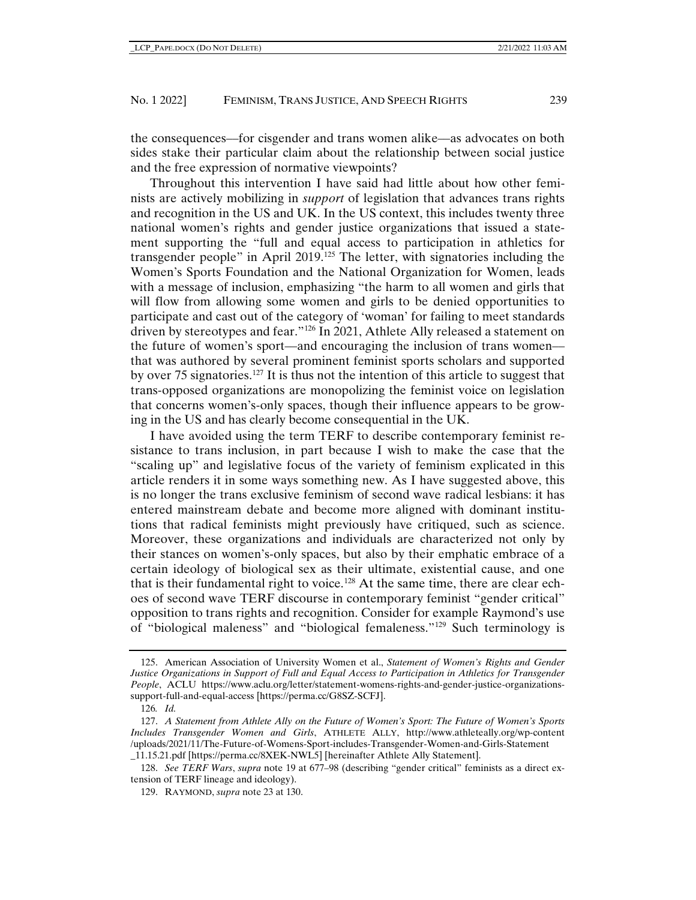the consequences—for cisgender and trans women alike—as advocates on both sides stake their particular claim about the relationship between social justice and the free expression of normative viewpoints?

Throughout this intervention I have said had little about how other feminists are actively mobilizing in *support* of legislation that advances trans rights and recognition in the US and UK. In the US context, this includes twenty three national women's rights and gender justice organizations that issued a statement supporting the "full and equal access to participation in athletics for transgender people" in April 2019.[125] The letter, with signatories including the Women's Sports Foundation and the National Organization for Women, leads with a message of inclusion, emphasizing "the harm to all women and girls that will flow from allowing some women and girls to be denied opportunities to participate and cast out of the category of 'woman' for failing to meet standards driven by stereotypes and fear."[126] In 2021, Athlete Ally released a statement on the future of women's sport—and encouraging the inclusion of trans women—that was authored by several prominent feminist sports scholars and supported by over 75 signatories.[127] It is thus not the intention of this article to suggest that trans-opposed organizations are monopolizing the feminist voice on legislation that concerns women's-only spaces, though their influence appears to be growing in the US and has clearly become consequential in the UK.

I have avoided using the term TERF to describe contemporary feminist resistance to trans inclusion, in part because I wish to make the case that the "scaling up" and legislative focus of the variety of feminism explicated in this article renders it in some ways something new. As I have suggested above, this is no longer the trans exclusive feminism of second wave radical lesbians: it has entered mainstream debate and become more aligned with dominant institutions that radical feminists might previously have critiqued, such as science. Moreover, these organizations and individuals are characterized not only by their stances on women's-only spaces, but also by their emphatic embrace of a certain ideology of biological sex as their ultimate, existential cause, and one that is their fundamental right to voice.[128] At the same time, there are clear echoes of second wave TERF discourse in contemporary feminist "gender critical" opposition to trans rights and recognition. Consider for example Raymond's use of "biological maleness" and "biological femaleness."[129] Such terminology is

---

125. American Association of University Women et al., *Statement of Women's Rights and Gender Justice Organizations in Support of Full and Equal Access to Participation in Athletics for Transgender People*, ACLU https://www.aclu.org/letter/statement-womens-rights-and-gender-justice-organizations-support-full-and-equal-access [https://perma.cc/G8SZ-SCFJ].

126. *Id.*

127. *A Statement from Athlete Ally on the Future of Women's Sport: The Future of Women's Sports Includes Transgender Women and Girls*, ATHLETE ALLY, http://www.athleteally.org/wp-content/uploads/2021/11/The-Future-of-Womens-Sport-includes-Transgender-Women-and-Girls-Statement_11.15.21.pdf [https://perma.cc/8XEK-NWL5] [hereinafter Athlete Ally Statement].

128. *See TERF Wars*, *supra* note 19 at 677–98 (describing "gender critical" feminists as a direct extension of TERF lineage and ideology).

129. RAYMOND, *supra* note 23 at 130.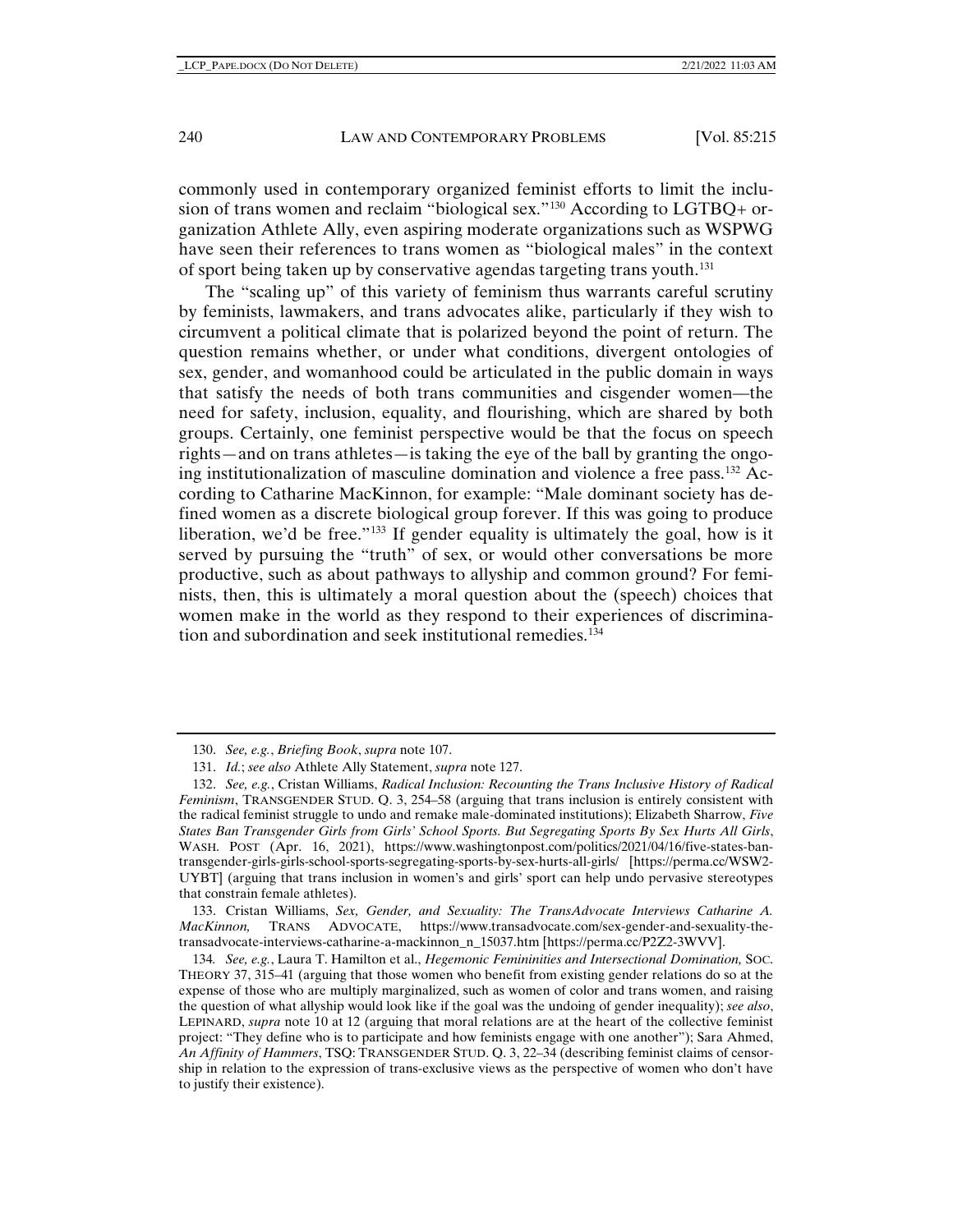commonly used in contemporary organized feminist efforts to limit the inclusion of trans women and reclaim "biological sex."[130] According to LGTBQ+ organization Athlete Ally, even aspiring moderate organizations such as WSPWG have seen their references to trans women as "biological males" in the context of sport being taken up by conservative agendas targeting trans youth.[131]

The "scaling up" of this variety of feminism thus warrants careful scrutiny by feminists, lawmakers, and trans advocates alike, particularly if they wish to circumvent a political climate that is polarized beyond the point of return. The question remains whether, or under what conditions, divergent ontologies of sex, gender, and womanhood could be articulated in the public domain in ways that satisfy the needs of both trans communities and cisgender women—the need for safety, inclusion, equality, and flourishing, which are shared by both groups. Certainly, one feminist perspective would be that the focus on speech rights—and on trans athletes—is taking the eye of the ball by granting the ongoing institutionalization of masculine domination and violence a free pass.[132] According to Catharine MacKinnon, for example: "Male dominant society has defined women as a discrete biological group forever. If this was going to produce liberation, we'd be free."[133] If gender equality is ultimately the goal, how is it served by pursuing the "truth" of sex, or would other conversations be more productive, such as about pathways to allyship and common ground? For feminists, then, this is ultimately a moral question about the (speech) choices that women make in the world as they respond to their experiences of discrimination and subordination and seek institutional remedies.[134]

---

130. *See, e.g.*, *Briefing Book*, *supra* note 107.

131. *Id.*; *see also* Athlete Ally Statement, *supra* note 127.

132. *See, e.g.*, Cristan Williams, *Radical Inclusion: Recounting the Trans Inclusive History of Radical Feminism*, TRANSGENDER STUD. Q. 3, 254–58 (arguing that trans inclusion is entirely consistent with the radical feminist struggle to undo and remake male-dominated institutions); Elizabeth Sharrow, *Five States Ban Transgender Girls from Girls' School Sports. But Segregating Sports By Sex Hurts All Girls*, WASH. POST (Apr. 16, 2021), https://www.washingtonpost.com/politics/2021/04/16/five-states-ban-transgender-girls-girls-school-sports-segregating-sports-by-sex-hurts-all-girls/ [https://perma.cc/WSW2-UYBT] (arguing that trans inclusion in women's and girls' sport can help undo pervasive stereotypes that constrain female athletes).

133. Cristan Williams, *Sex, Gender, and Sexuality: The TransAdvocate Interviews Catharine A. MacKinnon,* TRANS ADVOCATE, https://www.transadvocate.com/sex-gender-and-sexuality-the-transadvocate-interviews-catharine-a-mackinnon_n_15037.htm [https://perma.cc/P2Z2-3WVV].

134. *See, e.g.*, Laura T. Hamilton et al., *Hegemonic Femininities and Intersectional Domination,* SOC. THEORY 37, 315–41 (arguing that those women who benefit from existing gender relations do so at the expense of those who are multiply marginalized, such as women of color and trans women, and raising the question of what allyship would look like if the goal was the undoing of gender inequality); *see also*, LEPINARD, *supra* note 10 at 12 (arguing that moral relations are at the heart of the collective feminist project: "They define who is to participate and how feminists engage with one another"); Sara Ahmed, *An Affinity of Hammers*, TSQ: TRANSGENDER STUD. Q. 3, 22–34 (describing feminist claims of censorship in relation to the expression of trans-exclusive views as the perspective of women who don't have to justify their existence).